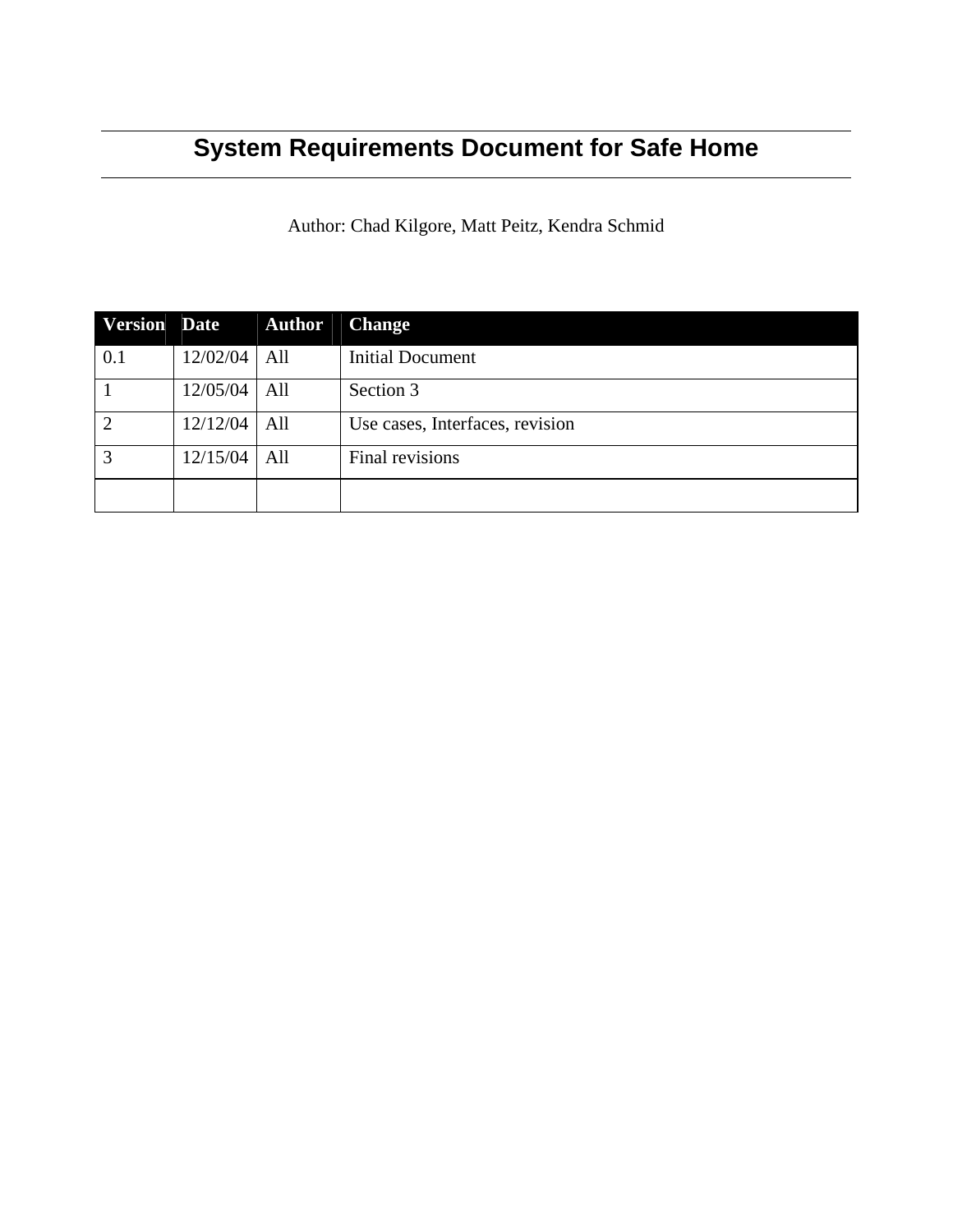# System Requirements Document for Safe Home

Author: Chad Kilgore, Matt Peitz, Kendra Schmid

| Version | Date | Author | Change |
|---|---|---|---|
| 0.1 | 12/02/04 | All | Initial Document |
| 1 | 12/05/04 | All | Section 3 |
| 2 | 12/12/04 | All | Use cases, Interfaces, revision |
| 3 | 12/15/04 | All | Final revisions |
| | | | |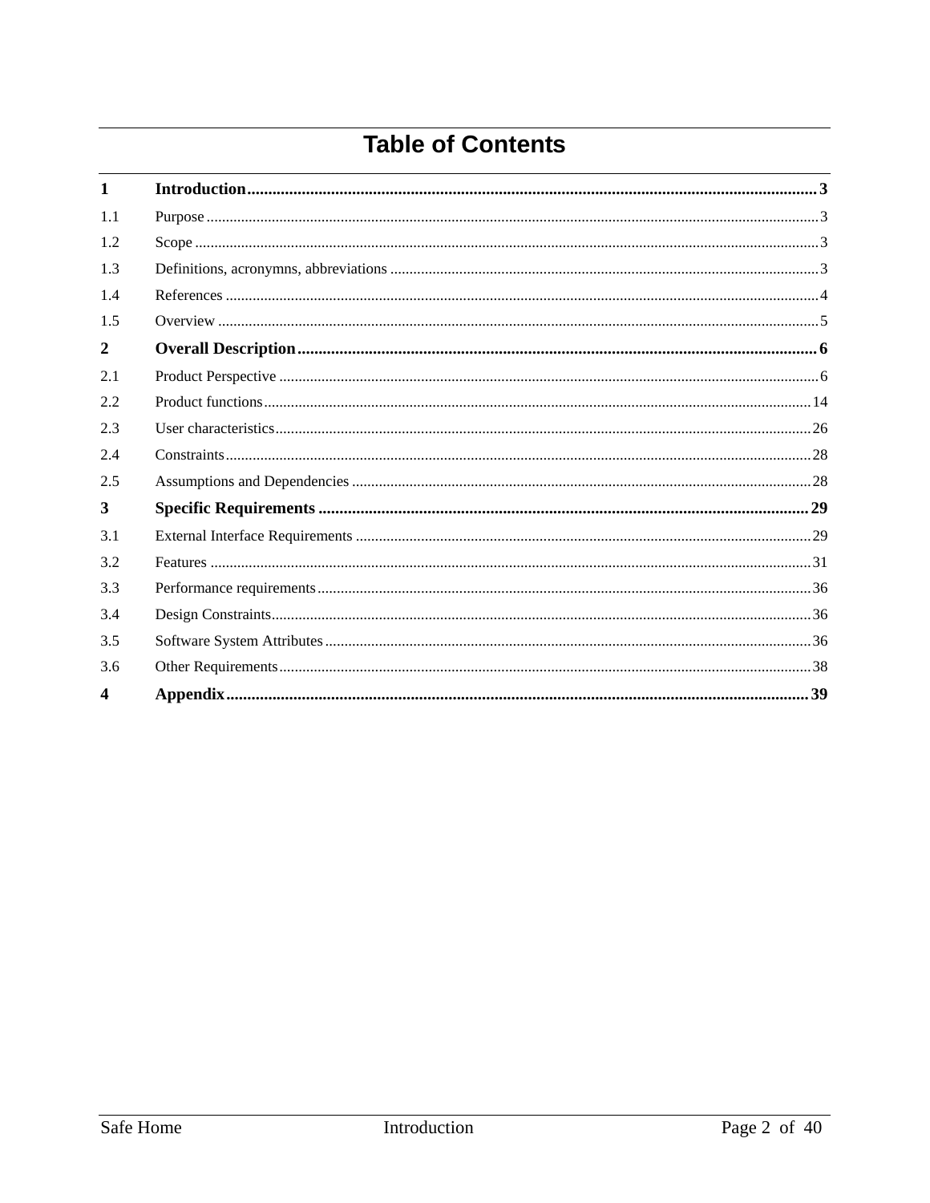# Table of Contents

| | | |
|---|---|---|
| **1** | **Introduction** | **3** |
| 1.1 | Purpose | 3 |
| 1.2 | Scope | 3 |
| 1.3 | Definitions, acronymns, abbreviations | 3 |
| 1.4 | References | 4 |
| 1.5 | Overview | 5 |
| **2** | **Overall Description** | **6** |
| 2.1 | Product Perspective | 6 |
| 2.2 | Product functions | 14 |
| 2.3 | User characteristics | 26 |
| 2.4 | Constraints | 28 |
| 2.5 | Assumptions and Dependencies | 28 |
| **3** | **Specific Requirements** | **29** |
| 3.1 | External Interface Requirements | 29 |
| 3.2 | Features | 31 |
| 3.3 | Performance requirements | 36 |
| 3.4 | Design Constraints | 36 |
| 3.5 | Software System Attributes | 36 |
| 3.6 | Other Requirements | 38 |
| **4** | **Appendix** | **39** |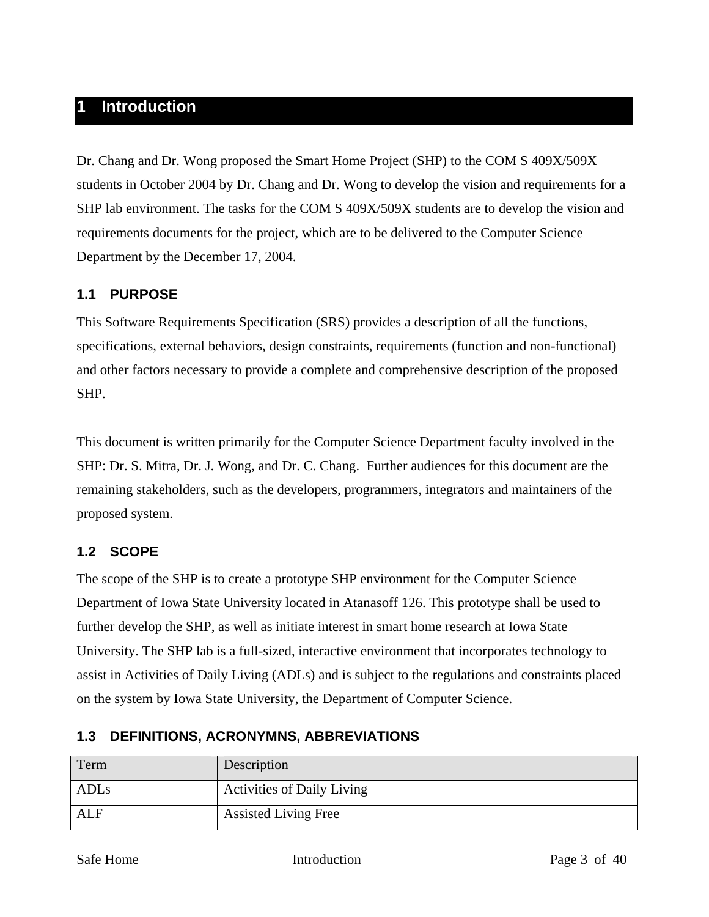# 1 Introduction

Dr. Chang and Dr. Wong proposed the Smart Home Project (SHP) to the COM S 409X/509X students in October 2004 by Dr. Chang and Dr. Wong to develop the vision and requirements for a SHP lab environment. The tasks for the COM S 409X/509X students are to develop the vision and requirements documents for the project, which are to be delivered to the Computer Science Department by the December 17, 2004.

## 1.1 PURPOSE

This Software Requirements Specification (SRS) provides a description of all the functions, specifications, external behaviors, design constraints, requirements (function and non-functional) and other factors necessary to provide a complete and comprehensive description of the proposed SHP.

This document is written primarily for the Computer Science Department faculty involved in the SHP: Dr. S. Mitra, Dr. J. Wong, and Dr. C. Chang. Further audiences for this document are the remaining stakeholders, such as the developers, programmers, integrators and maintainers of the proposed system.

## 1.2 SCOPE

The scope of the SHP is to create a prototype SHP environment for the Computer Science Department of Iowa State University located in Atanasoff 126. This prototype shall be used to further develop the SHP, as well as initiate interest in smart home research at Iowa State University. The SHP lab is a full-sized, interactive environment that incorporates technology to assist in Activities of Daily Living (ADLs) and is subject to the regulations and constraints placed on the system by Iowa State University, the Department of Computer Science.

## 1.3 DEFINITIONS, ACRONYMNS, ABBREVIATIONS

| Term | Description |
|---|---|
| ADLs | Activities of Daily Living |
| ALF | Assisted Living Free |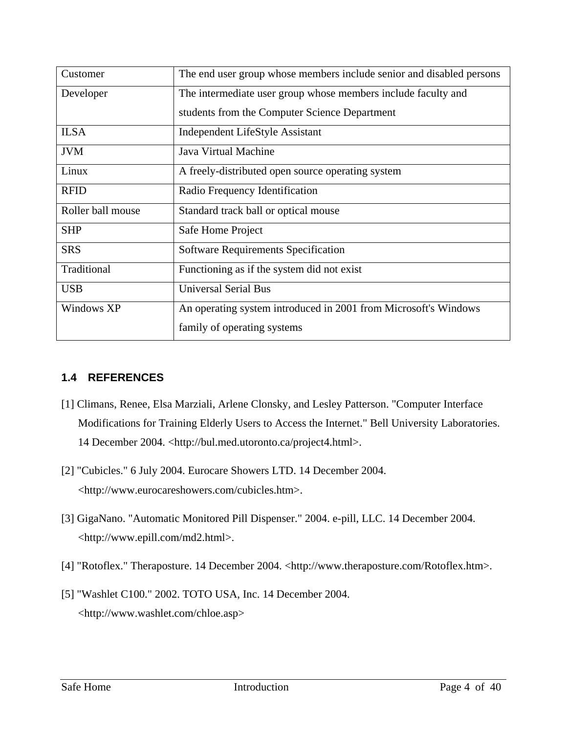| Customer | The end user group whose members include senior and disabled persons |
|---|---|
| Developer | The intermediate user group whose members include faculty and students from the Computer Science Department |
| ILSA | Independent LifeStyle Assistant |
| JVM | Java Virtual Machine |
| Linux | A freely-distributed open source operating system |
| RFID | Radio Frequency Identification |
| Roller ball mouse | Standard track ball or optical mouse |
| SHP | Safe Home Project |
| SRS | Software Requirements Specification |
| Traditional | Functioning as if the system did not exist |
| USB | Universal Serial Bus |
| Windows XP | An operating system introduced in 2001 from Microsoft's Windows family of operating systems |

## 1.4 REFERENCES

[1] Climans, Renee, Elsa Marziali, Arlene Clonsky, and Lesley Patterson. "Computer Interface Modifications for Training Elderly Users to Access the Internet." Bell University Laboratories. 14 December 2004. <http://bul.med.utoronto.ca/project4.html>.

[2] "Cubicles." 6 July 2004. Eurocare Showers LTD. 14 December 2004. <http://www.eurocareshowers.com/cubicles.htm>.

[3] GigaNano. "Automatic Monitored Pill Dispenser." 2004. e-pill, LLC. 14 December 2004. <http://www.epill.com/md2.html>.

[4] "Rotoflex." Theraposture. 14 December 2004. <http://www.theraposture.com/Rotoflex.htm>.

[5] "Washlet C100." 2002. TOTO USA, Inc. 14 December 2004. <http://www.washlet.com/chloe.asp>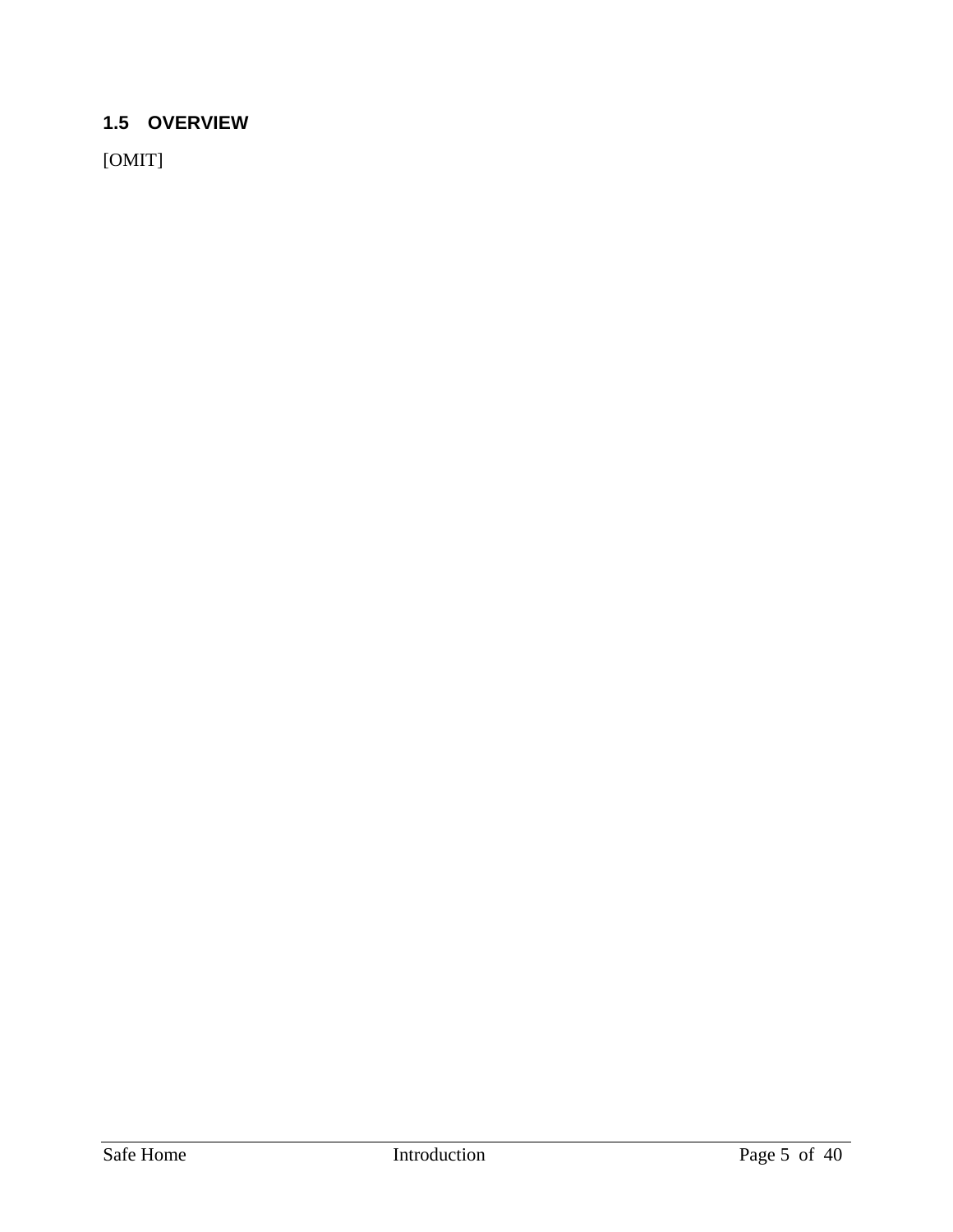## 1.5 OVERVIEW

[OMIT]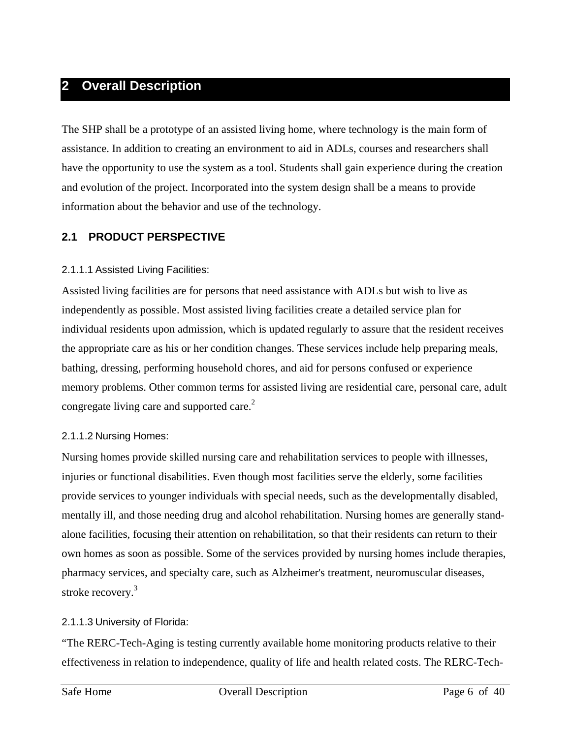# 2 Overall Description

The SHP shall be a prototype of an assisted living home, where technology is the main form of assistance. In addition to creating an environment to aid in ADLs, courses and researchers shall have the opportunity to use the system as a tool. Students shall gain experience during the creation and evolution of the project. Incorporated into the system design shall be a means to provide information about the behavior and use of the technology.

## 2.1 PRODUCT PERSPECTIVE

#### 2.1.1.1 Assisted Living Facilities:

Assisted living facilities are for persons that need assistance with ADLs but wish to live as independently as possible. Most assisted living facilities create a detailed service plan for individual residents upon admission, which is updated regularly to assure that the resident receives the appropriate care as his or her condition changes. These services include help preparing meals, bathing, dressing, performing household chores, and aid for persons confused or experience memory problems. Other common terms for assisted living are residential care, personal care, adult congregate living care and supported care.[2]

#### 2.1.1.2 Nursing Homes:

Nursing homes provide skilled nursing care and rehabilitation services to people with illnesses, injuries or functional disabilities. Even though most facilities serve the elderly, some facilities provide services to younger individuals with special needs, such as the developmentally disabled, mentally ill, and those needing drug and alcohol rehabilitation. Nursing homes are generally stand-alone facilities, focusing their attention on rehabilitation, so that their residents can return to their own homes as soon as possible. Some of the services provided by nursing homes include therapies, pharmacy services, and specialty care, such as Alzheimer's treatment, neuromuscular diseases, stroke recovery.[3]

#### 2.1.1.3 University of Florida:

"The RERC-Tech-Aging is testing currently available home monitoring products relative to their effectiveness in relation to independence, quality of life and health related costs. The RERC-Tech-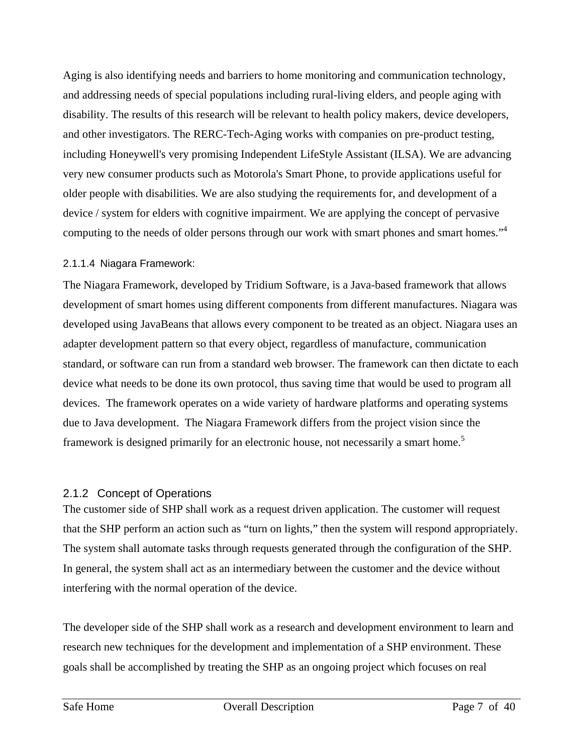Aging is also identifying needs and barriers to home monitoring and communication technology, and addressing needs of special populations including rural-living elders, and people aging with disability. The results of this research will be relevant to health policy makers, device developers, and other investigators. The RERC-Tech-Aging works with companies on pre-product testing, including Honeywell's very promising Independent LifeStyle Assistant (ILSA). We are advancing very new consumer products such as Motorola's Smart Phone, to provide applications useful for older people with disabilities. We are also studying the requirements for, and development of a device / system for elders with cognitive impairment. We are applying the concept of pervasive computing to the needs of older persons through our work with smart phones and smart homes."[4]

#### 2.1.1.4 Niagara Framework:

The Niagara Framework, developed by Tridium Software, is a Java-based framework that allows development of smart homes using different components from different manufactures. Niagara was developed using JavaBeans that allows every component to be treated as an object. Niagara uses an adapter development pattern so that every object, regardless of manufacture, communication standard, or software can run from a standard web browser. The framework can then dictate to each device what needs to be done its own protocol, thus saving time that would be used to program all devices. The framework operates on a wide variety of hardware platforms and operating systems due to Java development. The Niagara Framework differs from the project vision since the framework is designed primarily for an electronic house, not necessarily a smart home.[5]

### 2.1.2 Concept of Operations

The customer side of SHP shall work as a request driven application. The customer will request that the SHP perform an action such as "turn on lights," then the system will respond appropriately. The system shall automate tasks through requests generated through the configuration of the SHP. In general, the system shall act as an intermediary between the customer and the device without interfering with the normal operation of the device.

The developer side of the SHP shall work as a research and development environment to learn and research new techniques for the development and implementation of a SHP environment. These goals shall be accomplished by treating the SHP as an ongoing project which focuses on real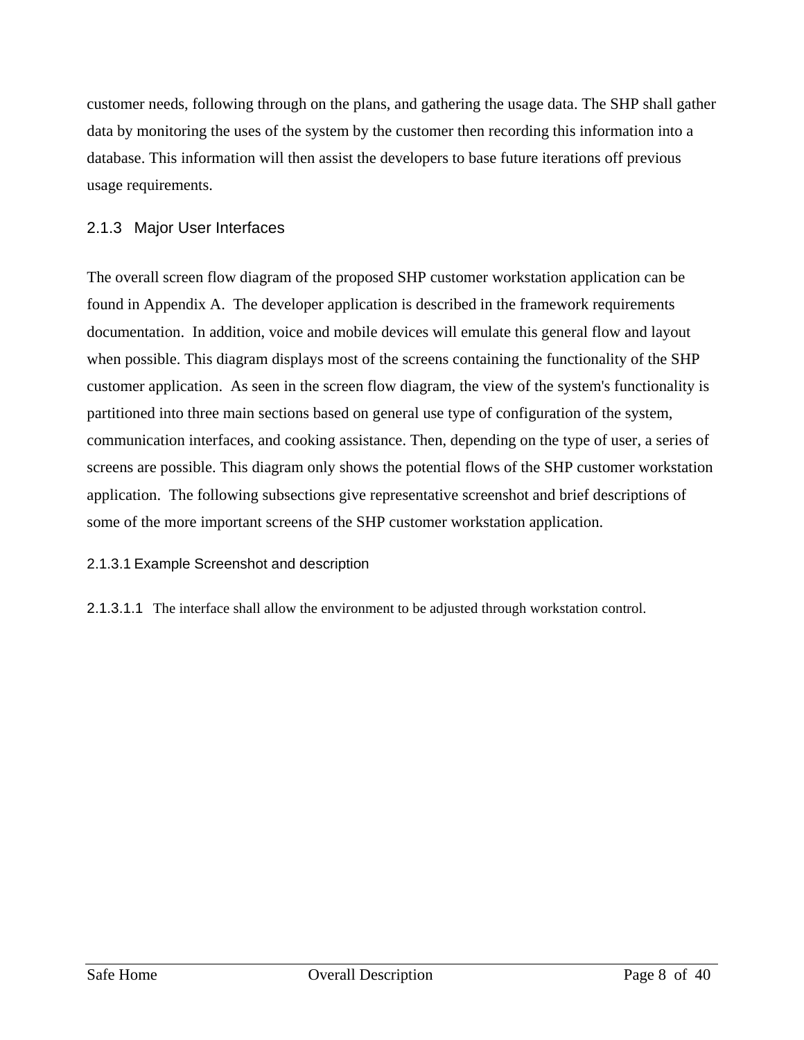customer needs, following through on the plans, and gathering the usage data. The SHP shall gather data by monitoring the uses of the system by the customer then recording this information into a database. This information will then assist the developers to base future iterations off previous usage requirements.

### 2.1.3 Major User Interfaces

The overall screen flow diagram of the proposed SHP customer workstation application can be found in Appendix A. The developer application is described in the framework requirements documentation. In addition, voice and mobile devices will emulate this general flow and layout when possible. This diagram displays most of the screens containing the functionality of the SHP customer application. As seen in the screen flow diagram, the view of the system's functionality is partitioned into three main sections based on general use type of configuration of the system, communication interfaces, and cooking assistance. Then, depending on the type of user, a series of screens are possible. This diagram only shows the potential flows of the SHP customer workstation application. The following subsections give representative screenshot and brief descriptions of some of the more important screens of the SHP customer workstation application.

#### 2.1.3.1 Example Screenshot and description

##### 2.1.3.1.1 The interface shall allow the environment to be adjusted through workstation control.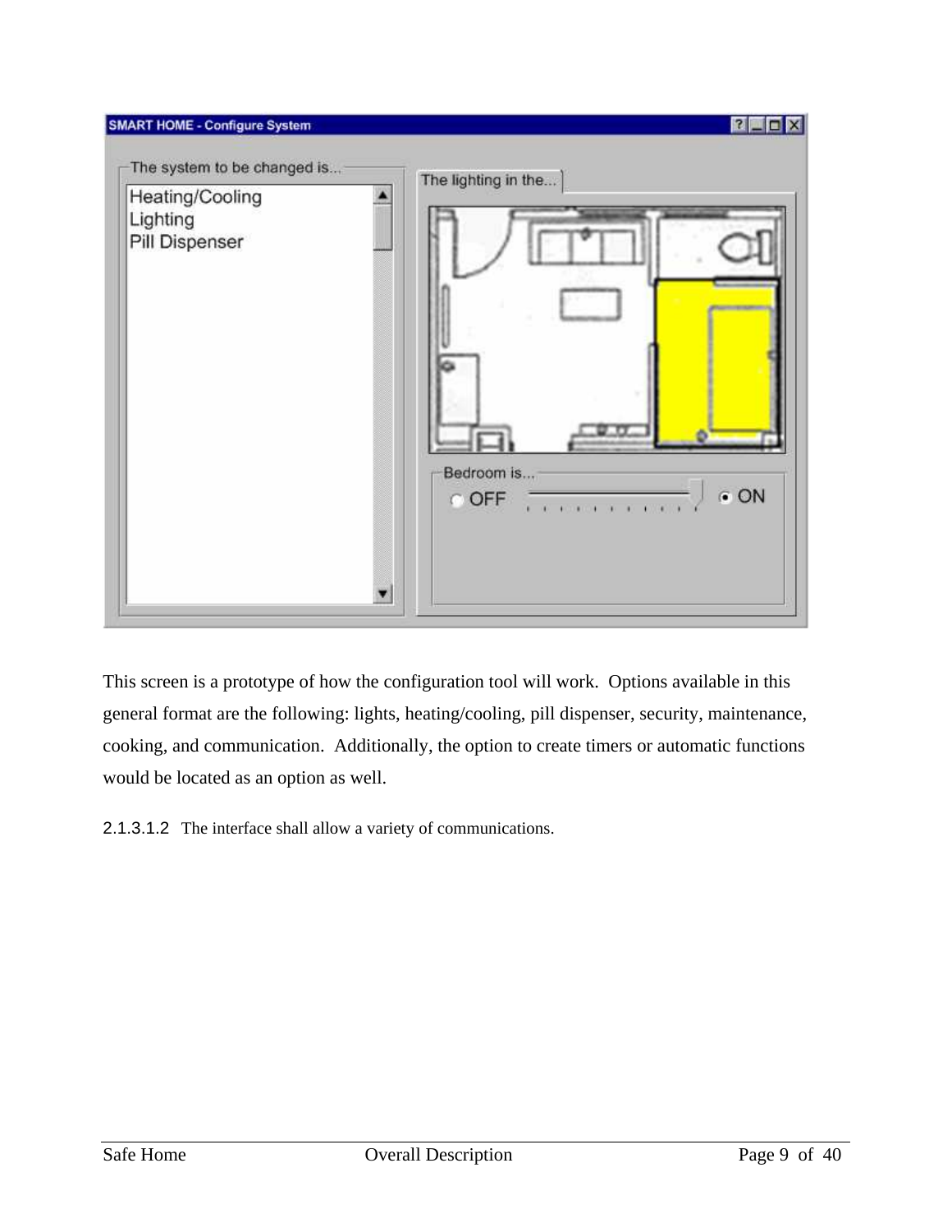This screen is a prototype of how the configuration tool will work. Options available in this general format are the following: lights, heating/cooling, pill dispenser, security, maintenance, cooking, and communication. Additionally, the option to create timers or automatic functions would be located as an option as well.

2.1.3.1.2 The interface shall allow a variety of communications.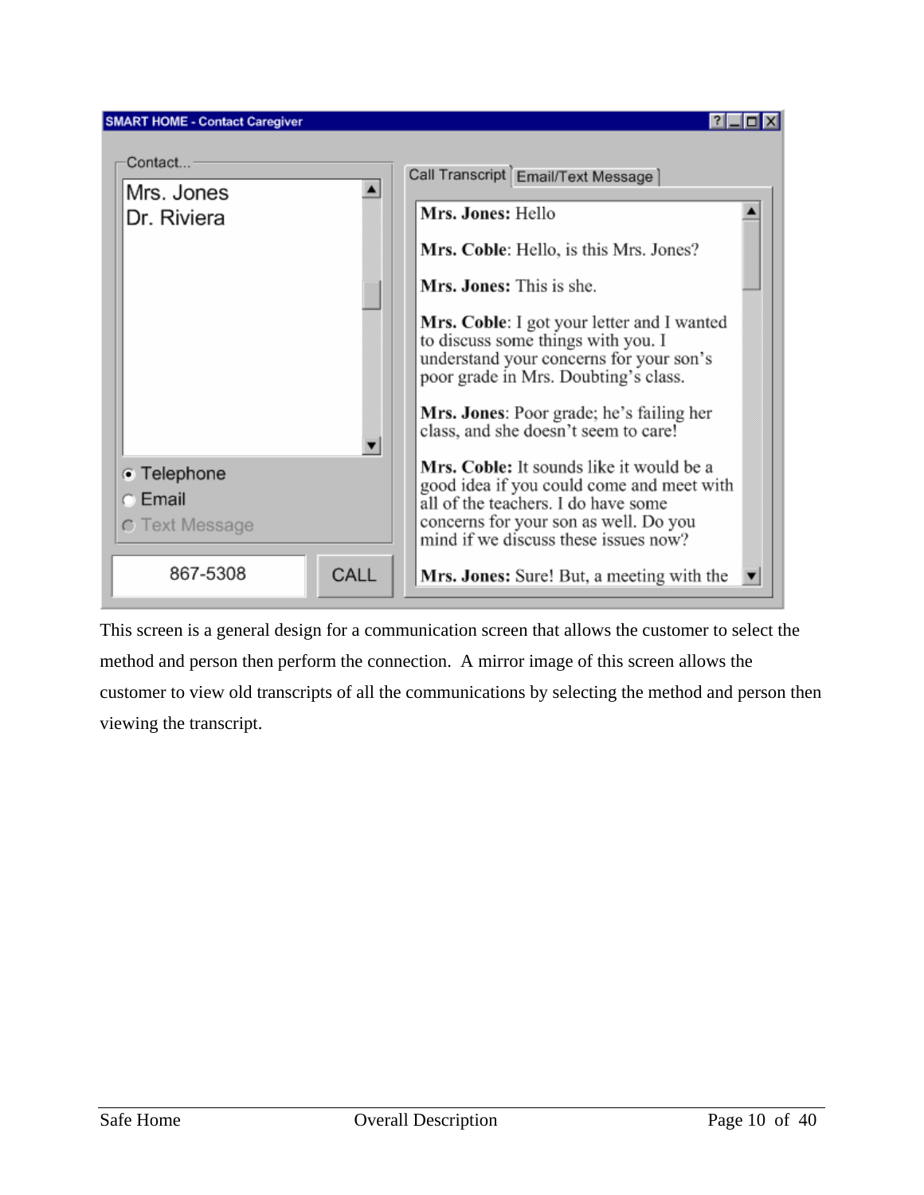**SMART HOME - Contact Caregiver**

Contact...

- Mrs. Jones
- Dr. Riviera

- (•) Telephone
- ( ) Email
- ( ) Text Message

867-5308 | CALL

Call Transcript | Email/Text Message

**Mrs. Jones:** Hello

**Mrs. Coble**: Hello, is this Mrs. Jones?

**Mrs. Jones:** This is she.

**Mrs. Coble**: I got your letter and I wanted to discuss some things with you. I understand your concerns for your son's poor grade in Mrs. Doubting's class.

**Mrs. Jones**: Poor grade; he's failing her class, and she doesn't seem to care!

**Mrs. Coble:** It sounds like it would be a good idea if you could come and meet with all of the teachers. I do have some concerns for your son as well. Do you mind if we discuss these issues now?

**Mrs. Jones:** Sure! But, a meeting with the

This screen is a general design for a communication screen that allows the customer to select the method and person then perform the connection. A mirror image of this screen allows the customer to view old transcripts of all the communications by selecting the method and person then viewing the transcript.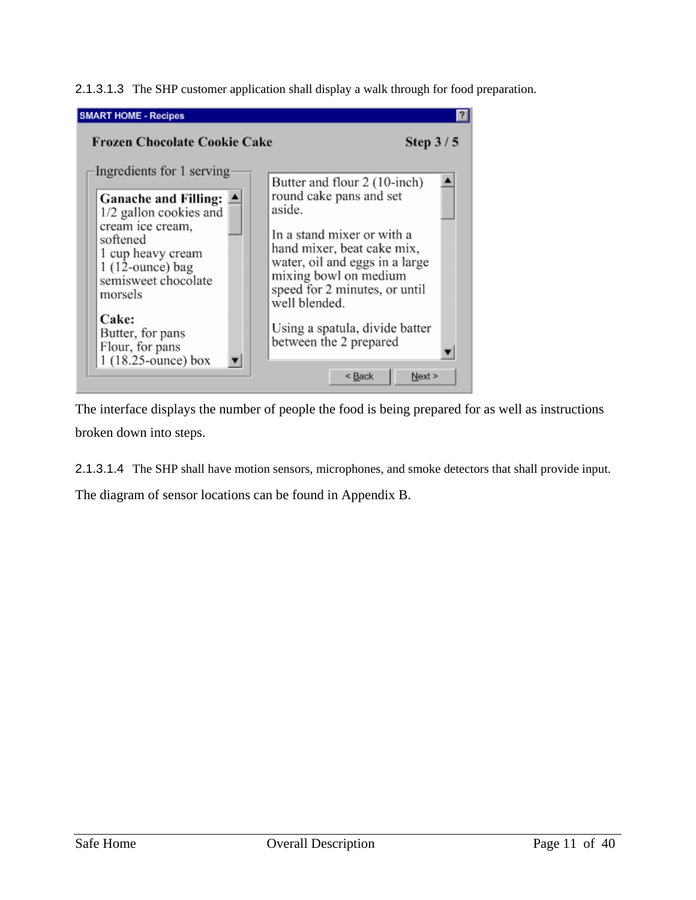2.1.3.1.3 The SHP customer application shall display a walk through for food preparation.

The interface displays the number of people the food is being prepared for as well as instructions broken down into steps.

2.1.3.1.4 The SHP shall have motion sensors, microphones, and smoke detectors that shall provide input.

The diagram of sensor locations can be found in Appendix B.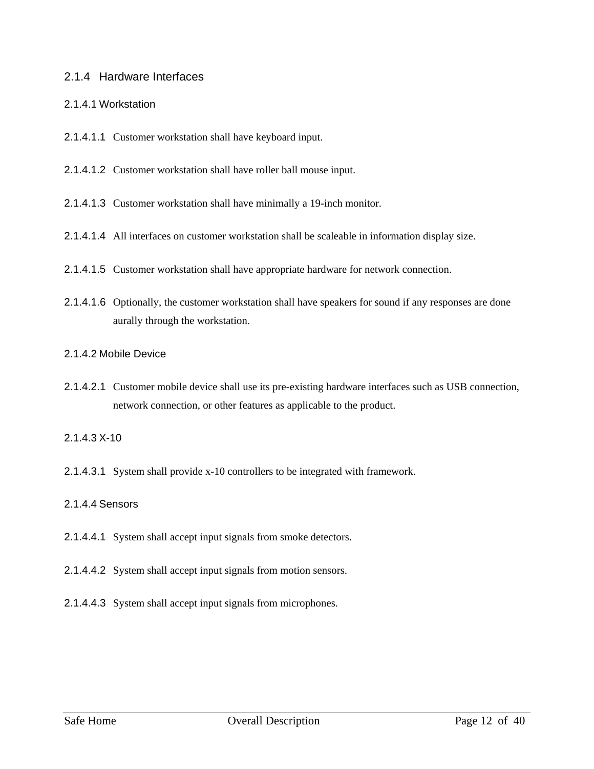### 2.1.4 Hardware Interfaces

#### 2.1.4.1 Workstation

2.1.4.1.1 Customer workstation shall have keyboard input.

2.1.4.1.2 Customer workstation shall have roller ball mouse input.

2.1.4.1.3 Customer workstation shall have minimally a 19-inch monitor.

2.1.4.1.4 All interfaces on customer workstation shall be scaleable in information display size.

2.1.4.1.5 Customer workstation shall have appropriate hardware for network connection.

2.1.4.1.6 Optionally, the customer workstation shall have speakers for sound if any responses are done aurally through the workstation.

#### 2.1.4.2 Mobile Device

2.1.4.2.1 Customer mobile device shall use its pre-existing hardware interfaces such as USB connection, network connection, or other features as applicable to the product.

#### 2.1.4.3 X-10

2.1.4.3.1 System shall provide x-10 controllers to be integrated with framework.

#### 2.1.4.4 Sensors

2.1.4.4.1 System shall accept input signals from smoke detectors.

2.1.4.4.2 System shall accept input signals from motion sensors.

2.1.4.4.3 System shall accept input signals from microphones.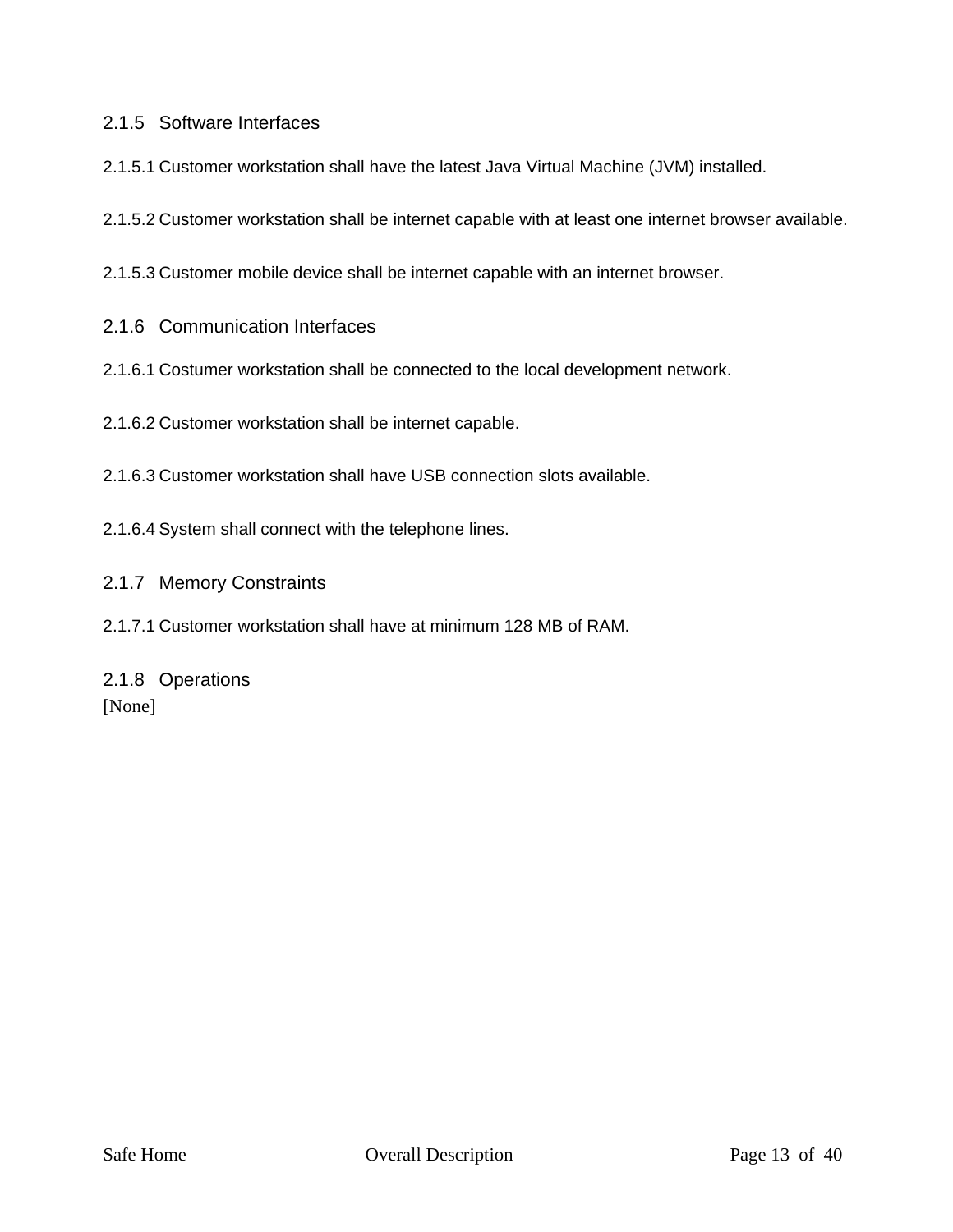### 2.1.5 Software Interfaces

2.1.5.1 Customer workstation shall have the latest Java Virtual Machine (JVM) installed.

2.1.5.2 Customer workstation shall be internet capable with at least one internet browser available.

2.1.5.3 Customer mobile device shall be internet capable with an internet browser.

### 2.1.6 Communication Interfaces

2.1.6.1 Costumer workstation shall be connected to the local development network.

2.1.6.2 Customer workstation shall be internet capable.

2.1.6.3 Customer workstation shall have USB connection slots available.

2.1.6.4 System shall connect with the telephone lines.

### 2.1.7 Memory Constraints

2.1.7.1 Customer workstation shall have at minimum 128 MB of RAM.

### 2.1.8 Operations

[None]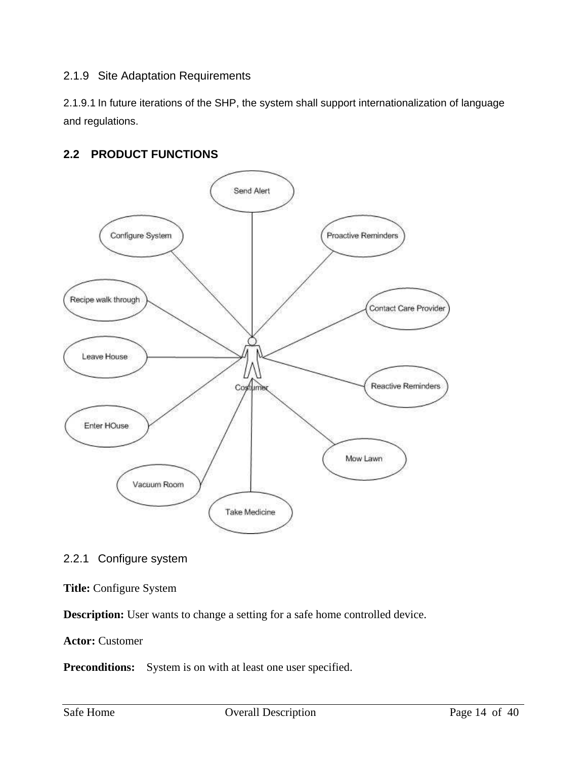### 2.1.9 Site Adaptation Requirements

2.1.9.1 In future iterations of the SHP, the system shall support internationalization of language and regulations.

## 2.2 PRODUCT FUNCTIONS

### 2.2.1 Configure system

**Title:** Configure System

**Description:** User wants to change a setting for a safe home controlled device.

**Actor:** Customer

**Preconditions:** System is on with at least one user specified.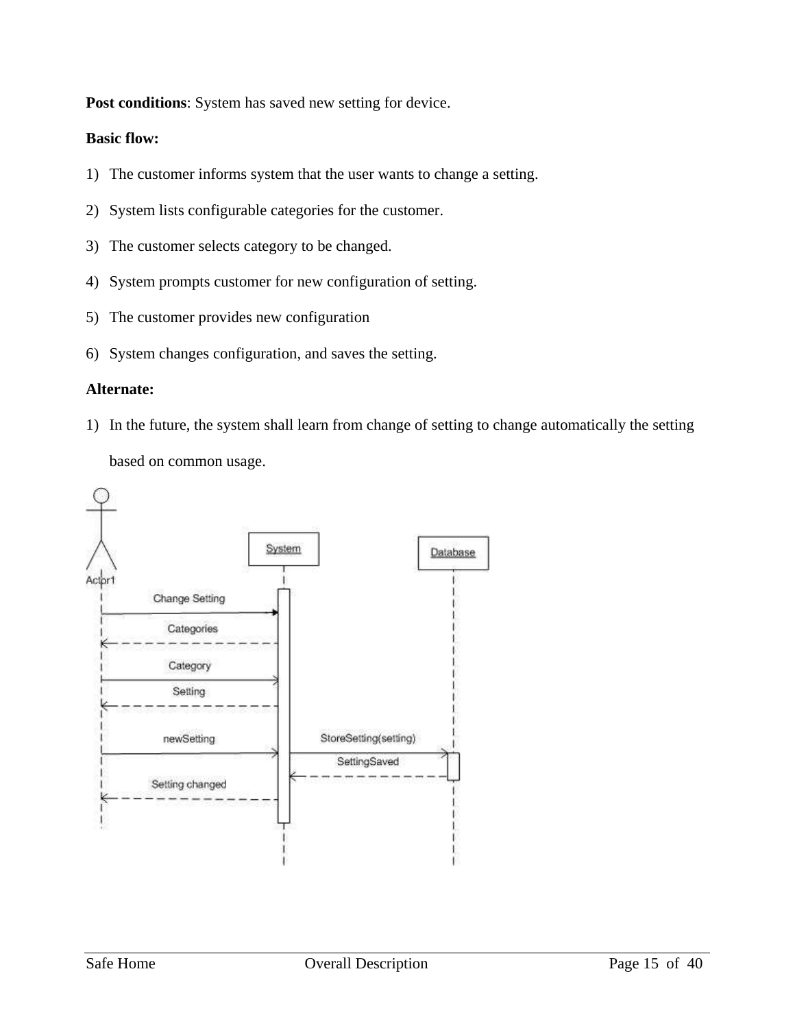**Post conditions**: System has saved new setting for device.

**Basic flow:**

1) The customer informs system that the user wants to change a setting.
2) System lists configurable categories for the customer.
3) The customer selects category to be changed.
4) System prompts customer for new configuration of setting.
5) The customer provides new configuration
6) System changes configuration, and saves the setting.

**Alternate:**

1) In the future, the system shall learn from change of setting to change automatically the setting based on common usage.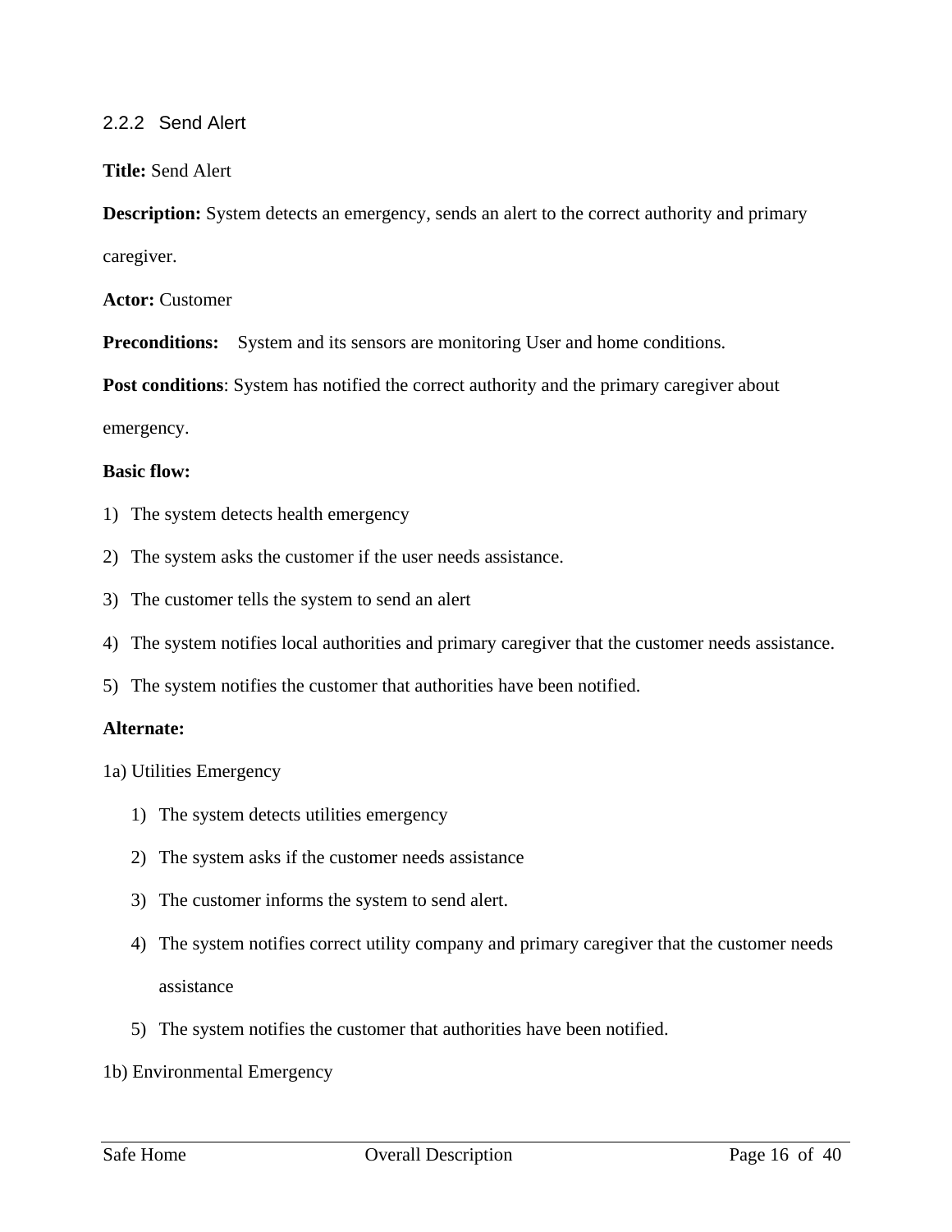### 2.2.2 Send Alert

**Title:** Send Alert

**Description:** System detects an emergency, sends an alert to the correct authority and primary caregiver.

**Actor:** Customer

**Preconditions:** System and its sensors are monitoring User and home conditions.

**Post conditions**: System has notified the correct authority and the primary caregiver about emergency.

**Basic flow:**

1) The system detects health emergency
2) The system asks the customer if the user needs assistance.
3) The customer tells the system to send an alert
4) The system notifies local authorities and primary caregiver that the customer needs assistance.
5) The system notifies the customer that authorities have been notified.

**Alternate:**

1a) Utilities Emergency

1) The system detects utilities emergency
2) The system asks if the customer needs assistance
3) The customer informs the system to send alert.
4) The system notifies correct utility company and primary caregiver that the customer needs assistance
5) The system notifies the customer that authorities have been notified.

1b) Environmental Emergency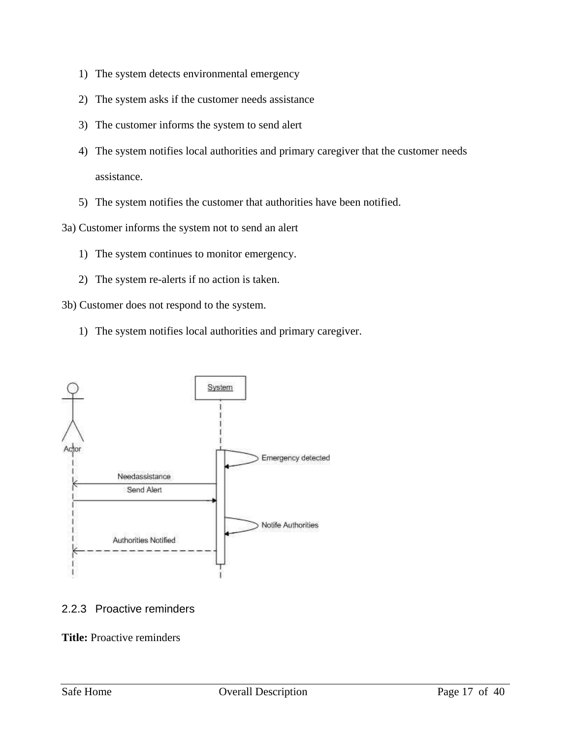1) The system detects environmental emergency
2) The system asks if the customer needs assistance
3) The customer informs the system to send alert
4) The system notifies local authorities and primary caregiver that the customer needs assistance.
5) The system notifies the customer that authorities have been notified.

3a) Customer informs the system not to send an alert

1) The system continues to monitor emergency.
2) The system re-alerts if no action is taken.

3b) Customer does not respond to the system.

1) The system notifies local authorities and primary caregiver.

### 2.2.3 Proactive reminders

**Title:** Proactive reminders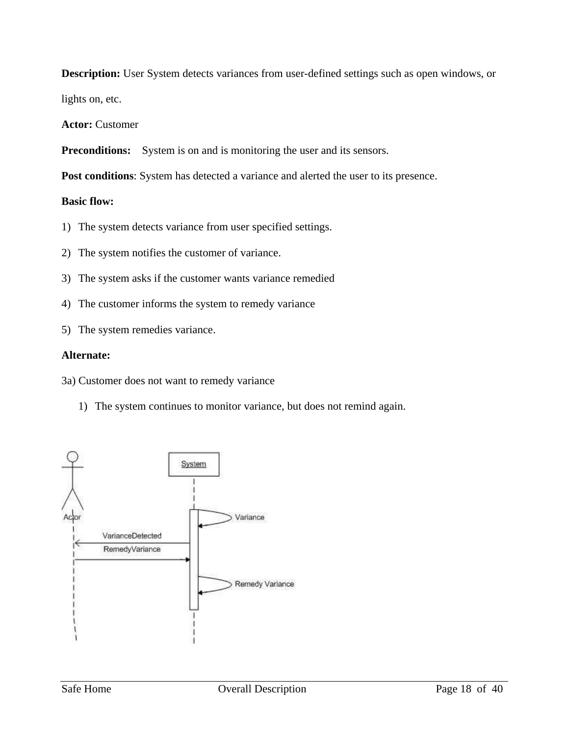**Description:** User System detects variances from user-defined settings such as open windows, or lights on, etc.

**Actor:** Customer

**Preconditions:** System is on and is monitoring the user and its sensors.

**Post conditions**: System has detected a variance and alerted the user to its presence.

**Basic flow:**

1) The system detects variance from user specified settings.
2) The system notifies the customer of variance.
3) The system asks if the customer wants variance remedied
4) The customer informs the system to remedy variance
5) The system remedies variance.

**Alternate:**

3a) Customer does not want to remedy variance

   1) The system continues to monitor variance, but does not remind again.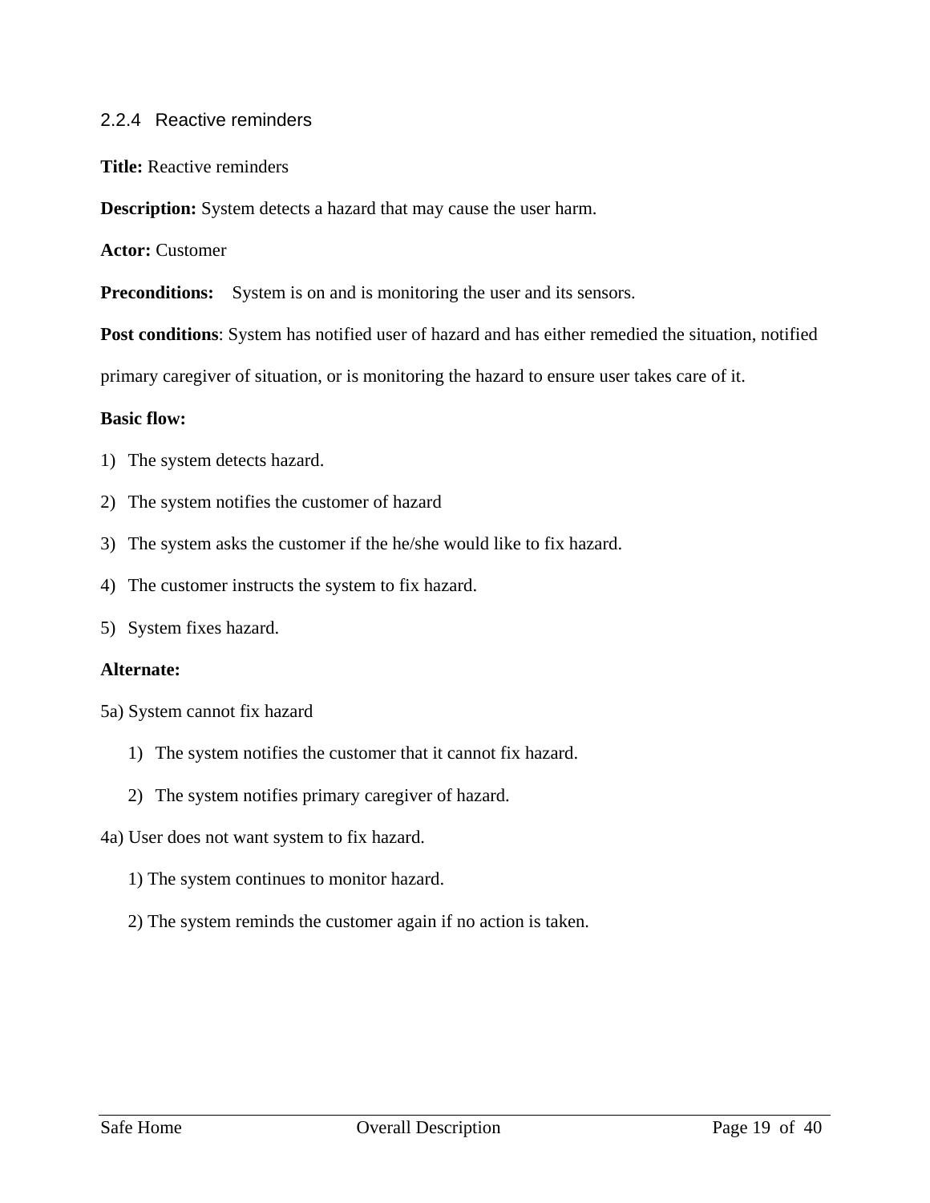### 2.2.4 Reactive reminders

**Title:** Reactive reminders

**Description:** System detects a hazard that may cause the user harm.

**Actor:** Customer

**Preconditions:** System is on and is monitoring the user and its sensors.

**Post conditions**: System has notified user of hazard and has either remedied the situation, notified primary caregiver of situation, or is monitoring the hazard to ensure user takes care of it.

**Basic flow:**

1) The system detects hazard.
2) The system notifies the customer of hazard
3) The system asks the customer if the he/she would like to fix hazard.
4) The customer instructs the system to fix hazard.
5) System fixes hazard.

**Alternate:**

5a) System cannot fix hazard

1) The system notifies the customer that it cannot fix hazard.
2) The system notifies primary caregiver of hazard.

4a) User does not want system to fix hazard.

1) The system continues to monitor hazard.
2) The system reminds the customer again if no action is taken.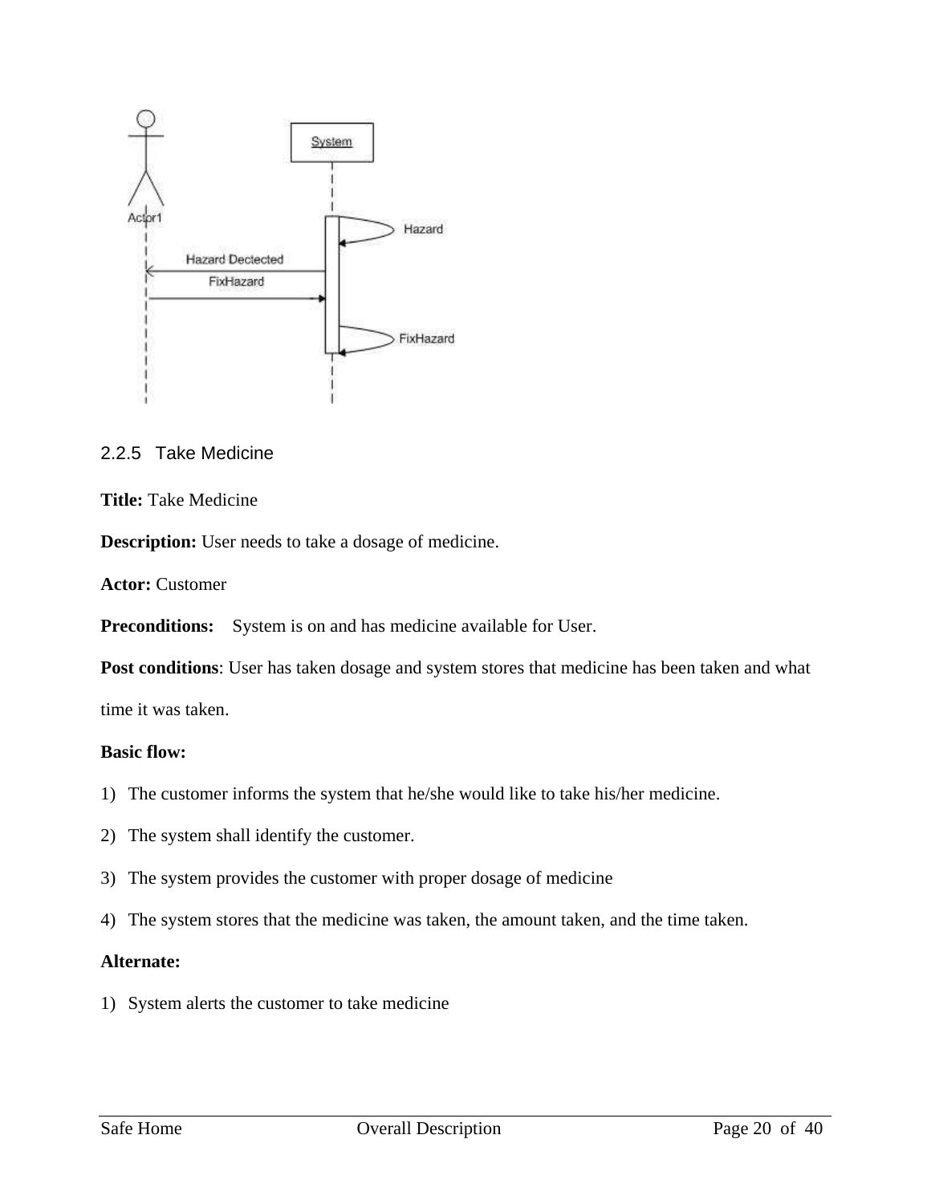### 2.2.5 Take Medicine

**Title:** Take Medicine

**Description:** User needs to take a dosage of medicine.

**Actor:** Customer

**Preconditions:** System is on and has medicine available for User.

**Post conditions**: User has taken dosage and system stores that medicine has been taken and what time it was taken.

**Basic flow:**

1) The customer informs the system that he/she would like to take his/her medicine.
2) The system shall identify the customer.
3) The system provides the customer with proper dosage of medicine
4) The system stores that the medicine was taken, the amount taken, and the time taken.

**Alternate:**

1) System alerts the customer to take medicine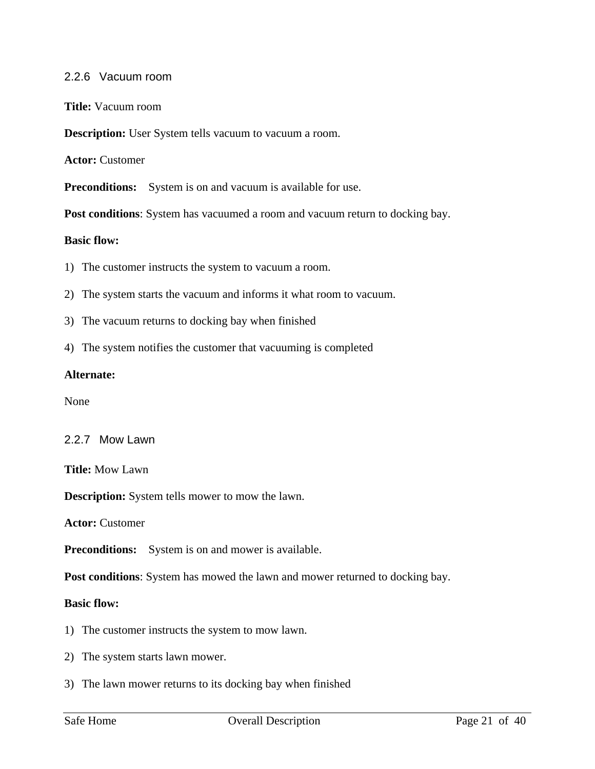### 2.2.6 Vacuum room

**Title:** Vacuum room

**Description:** User System tells vacuum to vacuum a room.

**Actor:** Customer

**Preconditions:** System is on and vacuum is available for use.

**Post conditions**: System has vacuumed a room and vacuum return to docking bay.

**Basic flow:**

1) The customer instructs the system to vacuum a room.
2) The system starts the vacuum and informs it what room to vacuum.
3) The vacuum returns to docking bay when finished
4) The system notifies the customer that vacuuming is completed

**Alternate:**

None

### 2.2.7 Mow Lawn

**Title:** Mow Lawn

**Description:** System tells mower to mow the lawn.

**Actor:** Customer

**Preconditions:** System is on and mower is available.

**Post conditions**: System has mowed the lawn and mower returned to docking bay.

**Basic flow:**

1) The customer instructs the system to mow lawn.
2) The system starts lawn mower.
3) The lawn mower returns to its docking bay when finished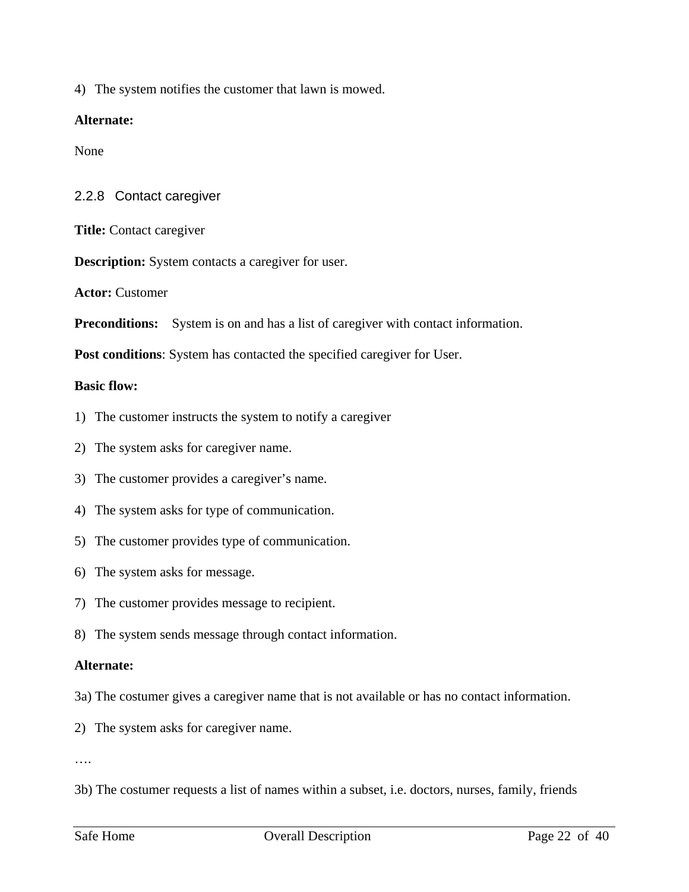4) The system notifies the customer that lawn is mowed.

**Alternate:**

None

### 2.2.8 Contact caregiver

**Title:** Contact caregiver

**Description:** System contacts a caregiver for user.

**Actor:** Customer

**Preconditions:** System is on and has a list of caregiver with contact information.

**Post conditions**: System has contacted the specified caregiver for User.

**Basic flow:**

1) The customer instructs the system to notify a caregiver
2) The system asks for caregiver name.
3) The customer provides a caregiver's name.
4) The system asks for type of communication.
5) The customer provides type of communication.
6) The system asks for message.
7) The customer provides message to recipient.
8) The system sends message through contact information.

**Alternate:**

3a) The costumer gives a caregiver name that is not available or has no contact information.

2) The system asks for caregiver name.

….

3b) The costumer requests a list of names within a subset, i.e. doctors, nurses, family, friends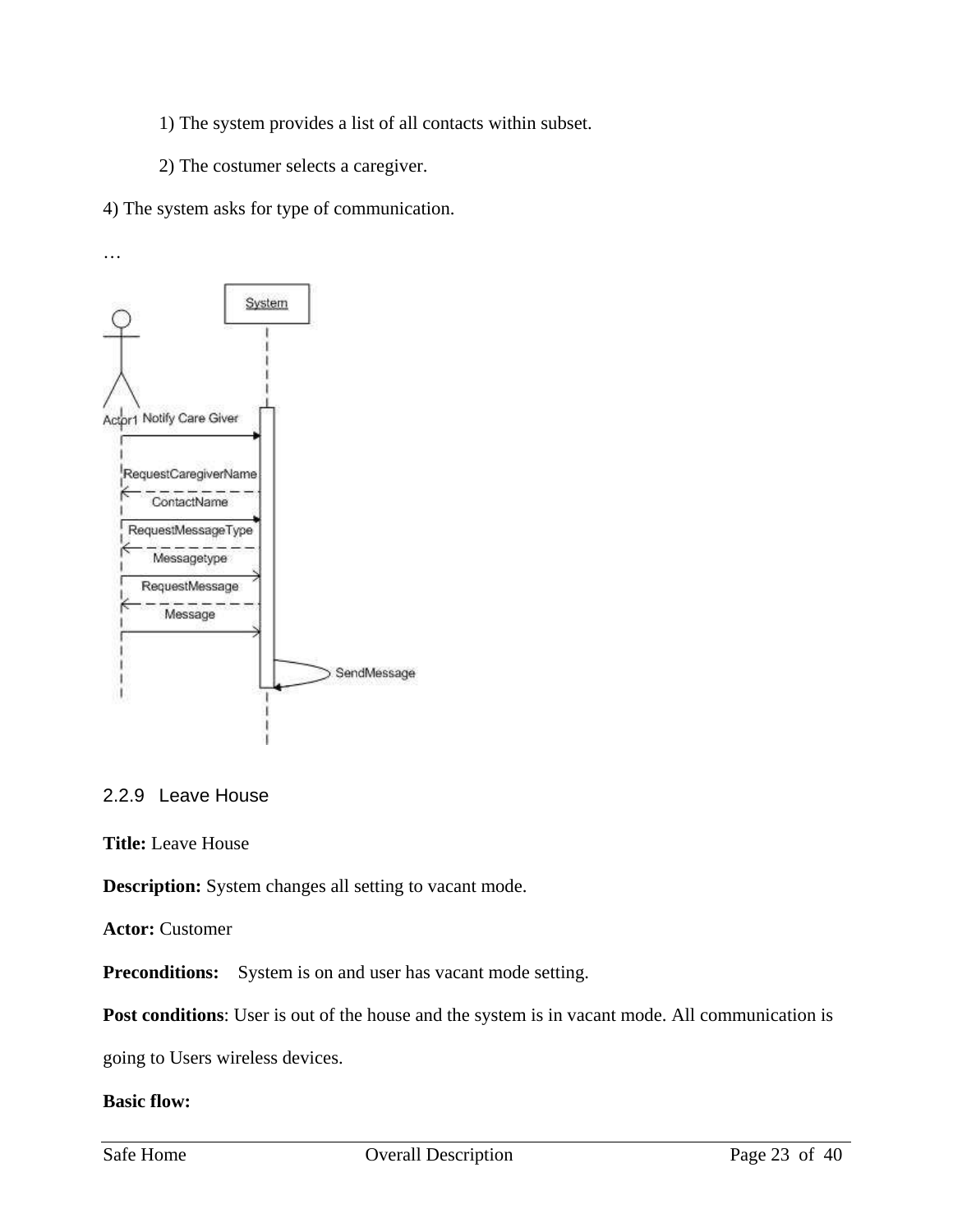1) The system provides a list of all contacts within subset.

2) The costumer selects a caregiver.

4) The system asks for type of communication.

…

### 2.2.9 Leave House

**Title:** Leave House

**Description:** System changes all setting to vacant mode.

**Actor:** Customer

**Preconditions:** System is on and user has vacant mode setting.

**Post conditions**: User is out of the house and the system is in vacant mode. All communication is going to Users wireless devices.

**Basic flow:**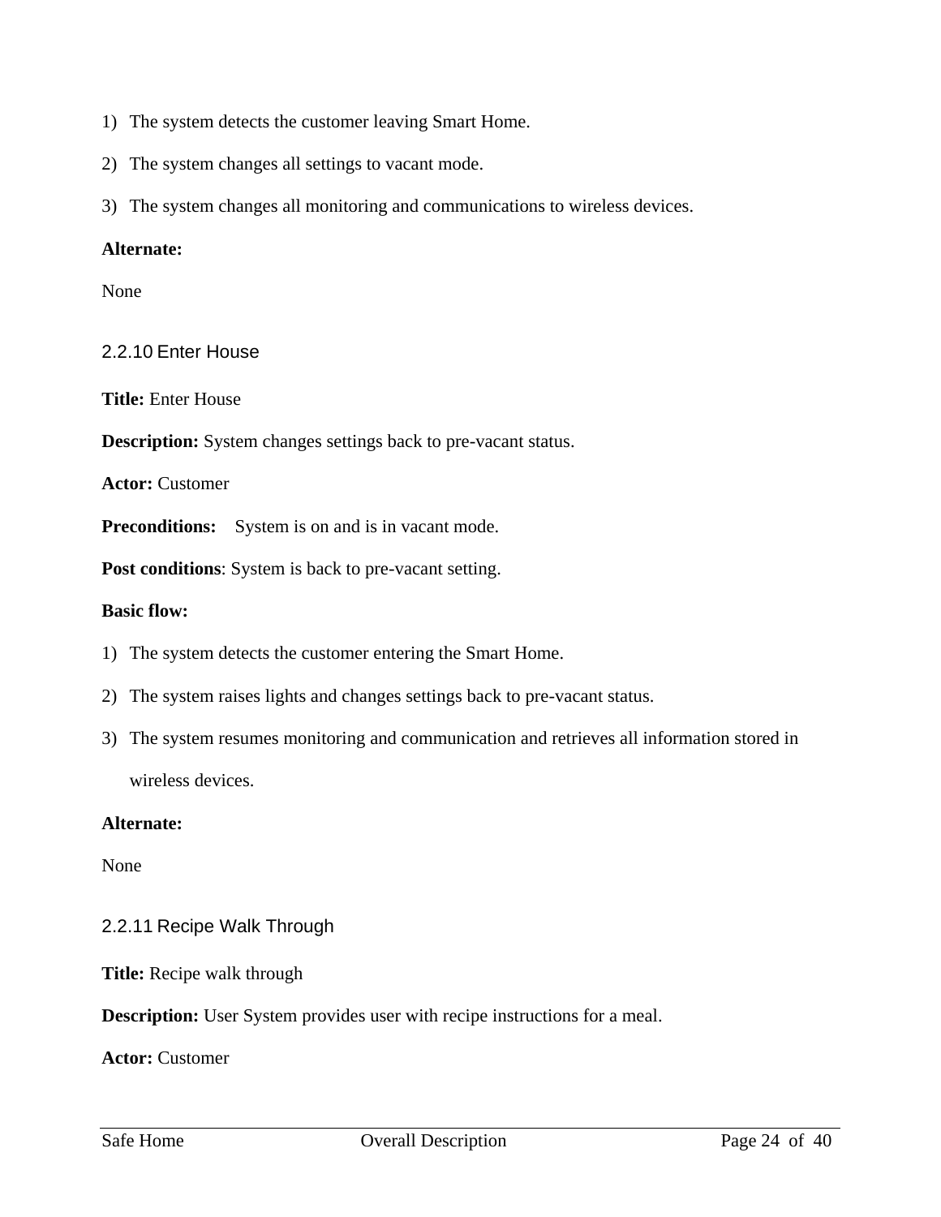1) The system detects the customer leaving Smart Home.

2) The system changes all settings to vacant mode.

3) The system changes all monitoring and communications to wireless devices.

**Alternate:**

None

### 2.2.10 Enter House

**Title:** Enter House

**Description:** System changes settings back to pre-vacant status.

**Actor:** Customer

**Preconditions:** System is on and is in vacant mode.

**Post conditions**: System is back to pre-vacant setting.

**Basic flow:**

1) The system detects the customer entering the Smart Home.

2) The system raises lights and changes settings back to pre-vacant status.

3) The system resumes monitoring and communication and retrieves all information stored in wireless devices.

**Alternate:**

None

### 2.2.11 Recipe Walk Through

**Title:** Recipe walk through

**Description:** User System provides user with recipe instructions for a meal.

**Actor:** Customer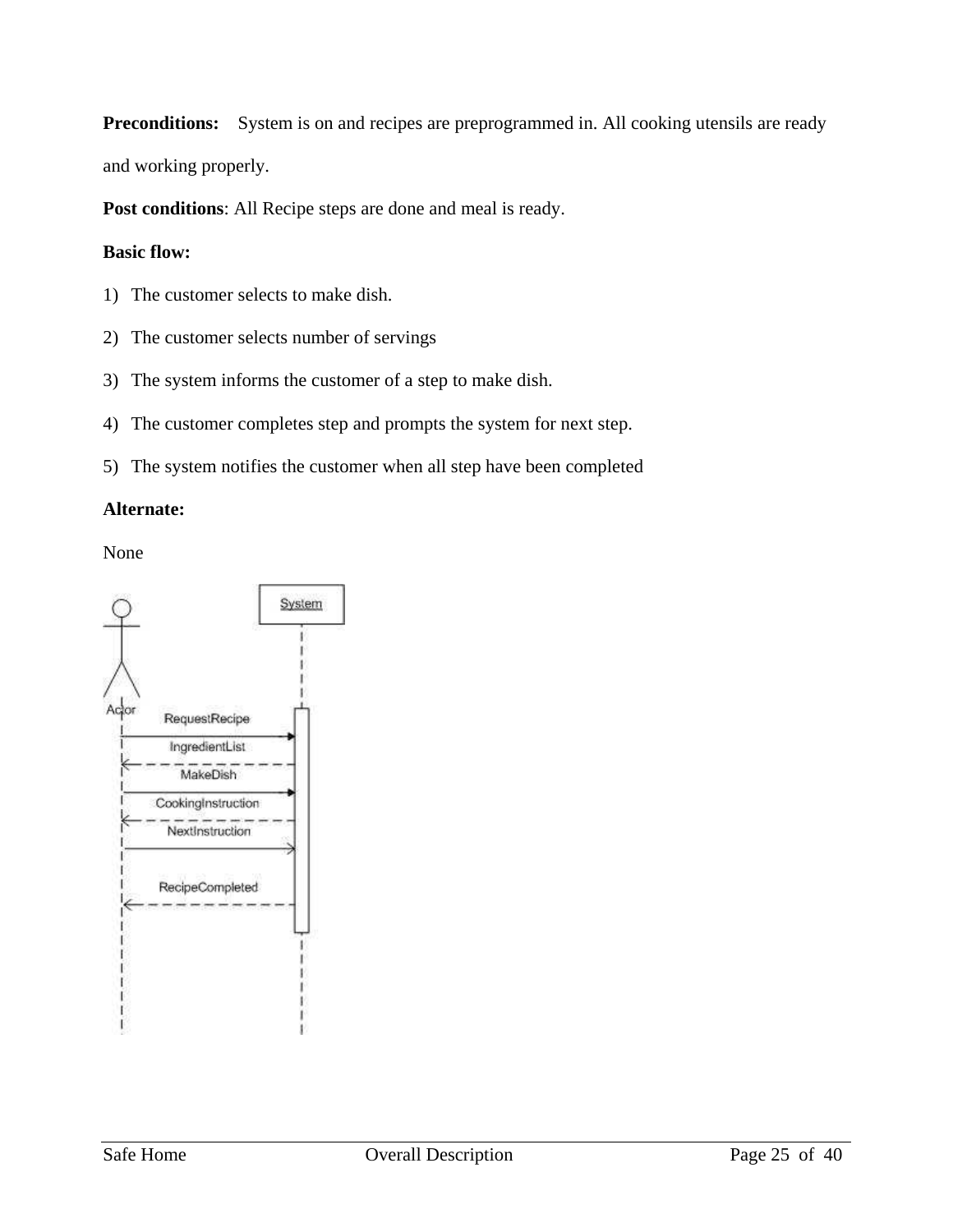**Preconditions:** System is on and recipes are preprogrammed in. All cooking utensils are ready and working properly.

**Post conditions**: All Recipe steps are done and meal is ready.

**Basic flow:**

1) The customer selects to make dish.
2) The customer selects number of servings
3) The system informs the customer of a step to make dish.
4) The customer completes step and prompts the system for next step.
5) The system notifies the customer when all step have been completed

**Alternate:**

None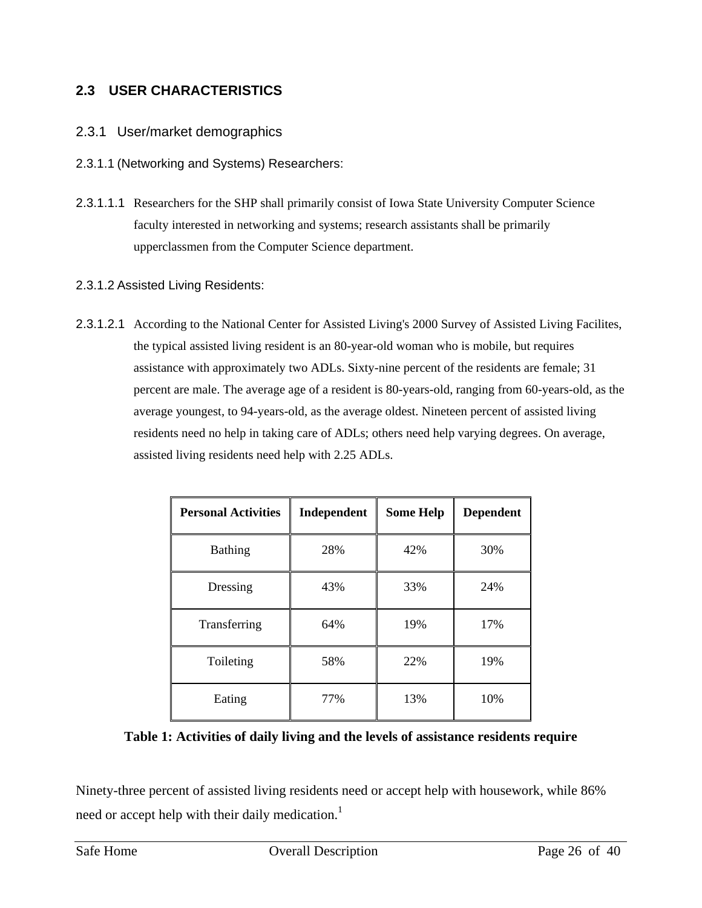## 2.3 USER CHARACTERISTICS

### 2.3.1 User/market demographics

#### 2.3.1.1 (Networking and Systems) Researchers:

2.3.1.1.1 Researchers for the SHP shall primarily consist of Iowa State University Computer Science faculty interested in networking and systems; research assistants shall be primarily upperclassmen from the Computer Science department.

#### 2.3.1.2 Assisted Living Residents:

2.3.1.2.1 According to the National Center for Assisted Living's 2000 Survey of Assisted Living Facilites, the typical assisted living resident is an 80-year-old woman who is mobile, but requires assistance with approximately two ADLs. Sixty-nine percent of the residents are female; 31 percent are male. The average age of a resident is 80-years-old, ranging from 60-years-old, as the average youngest, to 94-years-old, as the average oldest. Nineteen percent of assisted living residents need no help in taking care of ADLs; others need help varying degrees. On average, assisted living residents need help with 2.25 ADLs.

| Personal Activities | Independent | Some Help | Dependent |
|---|---|---|---|
| Bathing | 28% | 42% | 30% |
| Dressing | 43% | 33% | 24% |
| Transferring | 64% | 19% | 17% |
| Toileting | 58% | 22% | 19% |
| Eating | 77% | 13% | 10% |

**Table 1: Activities of daily living and the levels of assistance residents require**

Ninety-three percent of assisted living residents need or accept help with housework, while 86% need or accept help with their daily medication.[1]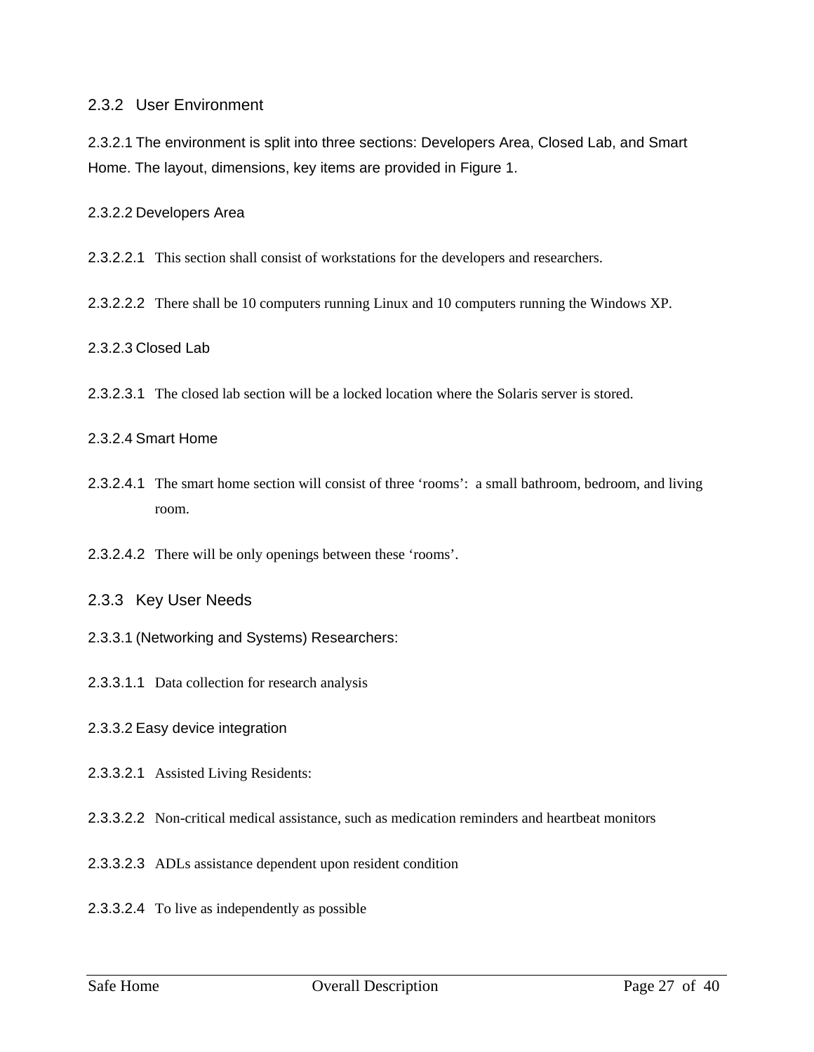### 2.3.2 User Environment

2.3.2.1 The environment is split into three sections: Developers Area, Closed Lab, and Smart Home. The layout, dimensions, key items are provided in Figure 1.

2.3.2.2 Developers Area

2.3.2.2.1 This section shall consist of workstations for the developers and researchers.

2.3.2.2.2 There shall be 10 computers running Linux and 10 computers running the Windows XP.

2.3.2.3 Closed Lab

2.3.2.3.1 The closed lab section will be a locked location where the Solaris server is stored.

2.3.2.4 Smart Home

2.3.2.4.1 The smart home section will consist of three 'rooms': a small bathroom, bedroom, and living room.

2.3.2.4.2 There will be only openings between these 'rooms'.

### 2.3.3 Key User Needs

2.3.3.1 (Networking and Systems) Researchers:

2.3.3.1.1 Data collection for research analysis

2.3.3.2 Easy device integration

2.3.3.2.1 Assisted Living Residents:

2.3.3.2.2 Non-critical medical assistance, such as medication reminders and heartbeat monitors

2.3.3.2.3 ADLs assistance dependent upon resident condition

2.3.3.2.4 To live as independently as possible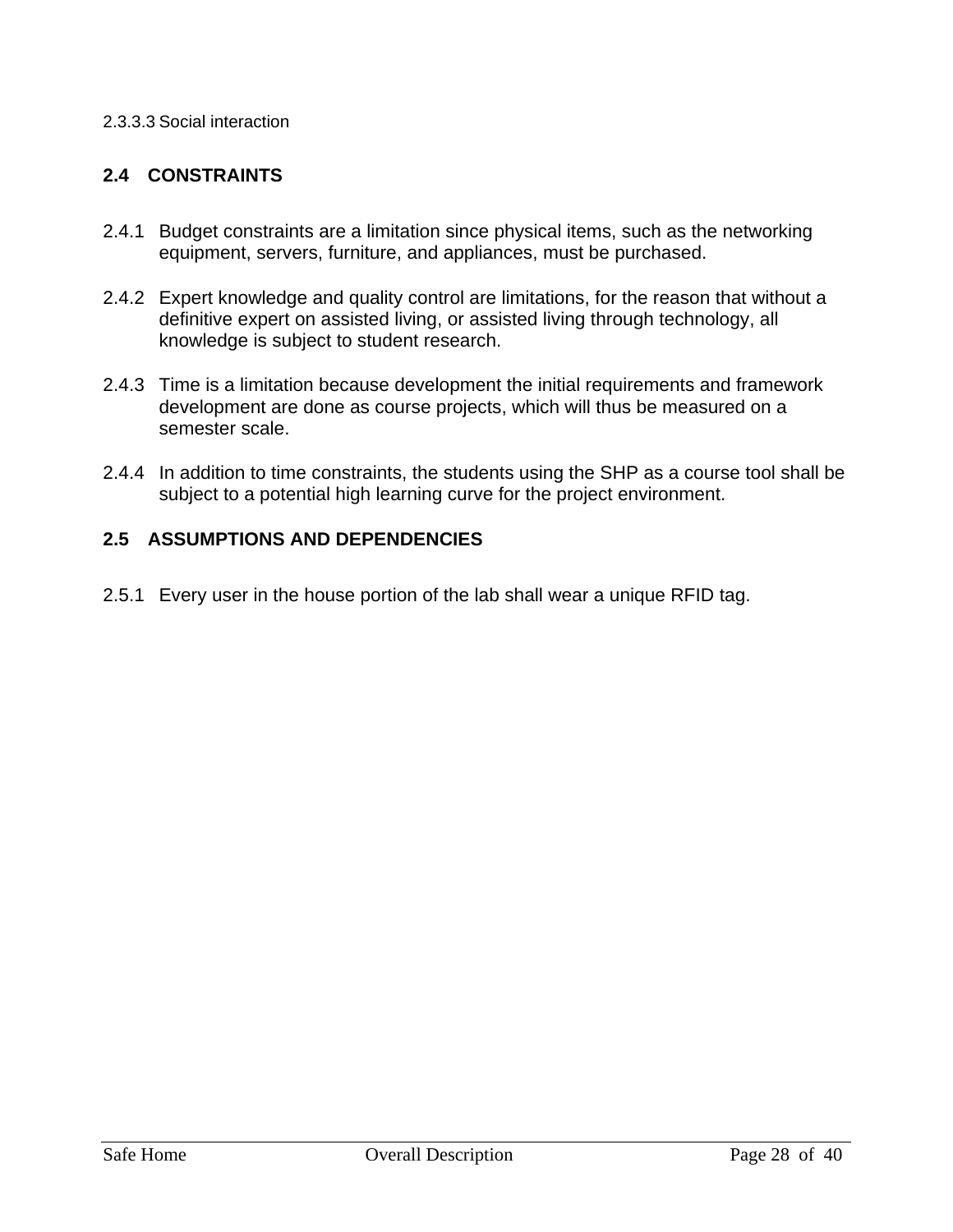#### 2.3.3.3 Social interaction

## 2.4 CONSTRAINTS

2.4.1 Budget constraints are a limitation since physical items, such as the networking equipment, servers, furniture, and appliances, must be purchased.

2.4.2 Expert knowledge and quality control are limitations, for the reason that without a definitive expert on assisted living, or assisted living through technology, all knowledge is subject to student research.

2.4.3 Time is a limitation because development the initial requirements and framework development are done as course projects, which will thus be measured on a semester scale.

2.4.4 In addition to time constraints, the students using the SHP as a course tool shall be subject to a potential high learning curve for the project environment.

## 2.5 ASSUMPTIONS AND DEPENDENCIES

2.5.1 Every user in the house portion of the lab shall wear a unique RFID tag.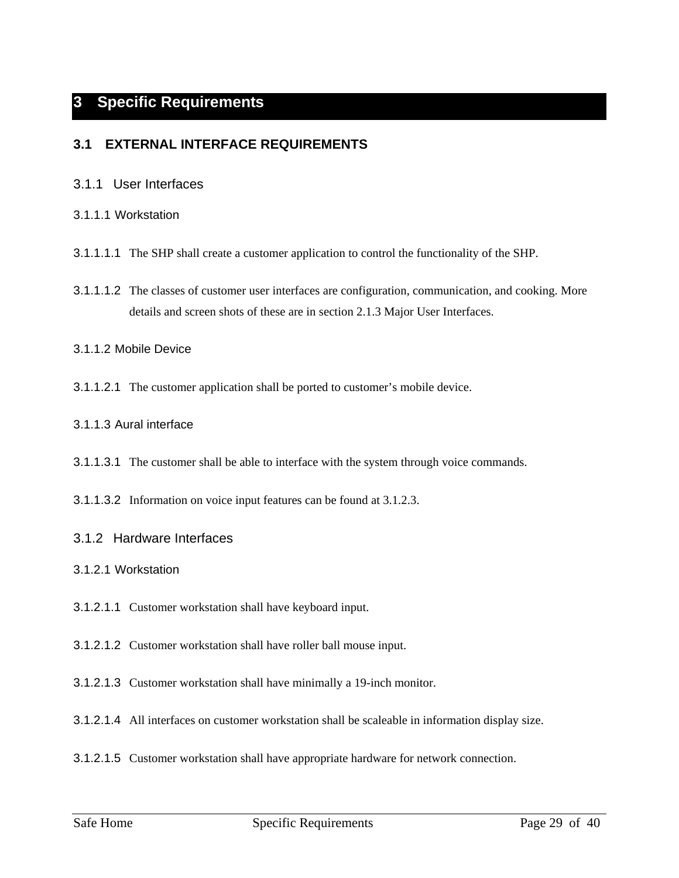# 3 Specific Requirements

## 3.1 EXTERNAL INTERFACE REQUIREMENTS

### 3.1.1 User Interfaces

#### 3.1.1.1 Workstation

3.1.1.1.1 The SHP shall create a customer application to control the functionality of the SHP.

3.1.1.1.2 The classes of customer user interfaces are configuration, communication, and cooking. More details and screen shots of these are in section 2.1.3 Major User Interfaces.

#### 3.1.1.2 Mobile Device

3.1.1.2.1 The customer application shall be ported to customer's mobile device.

#### 3.1.1.3 Aural interface

3.1.1.3.1 The customer shall be able to interface with the system through voice commands.

3.1.1.3.2 Information on voice input features can be found at 3.1.2.3.

### 3.1.2 Hardware Interfaces

#### 3.1.2.1 Workstation

3.1.2.1.1 Customer workstation shall have keyboard input.

3.1.2.1.2 Customer workstation shall have roller ball mouse input.

3.1.2.1.3 Customer workstation shall have minimally a 19-inch monitor.

3.1.2.1.4 All interfaces on customer workstation shall be scaleable in information display size.

3.1.2.1.5 Customer workstation shall have appropriate hardware for network connection.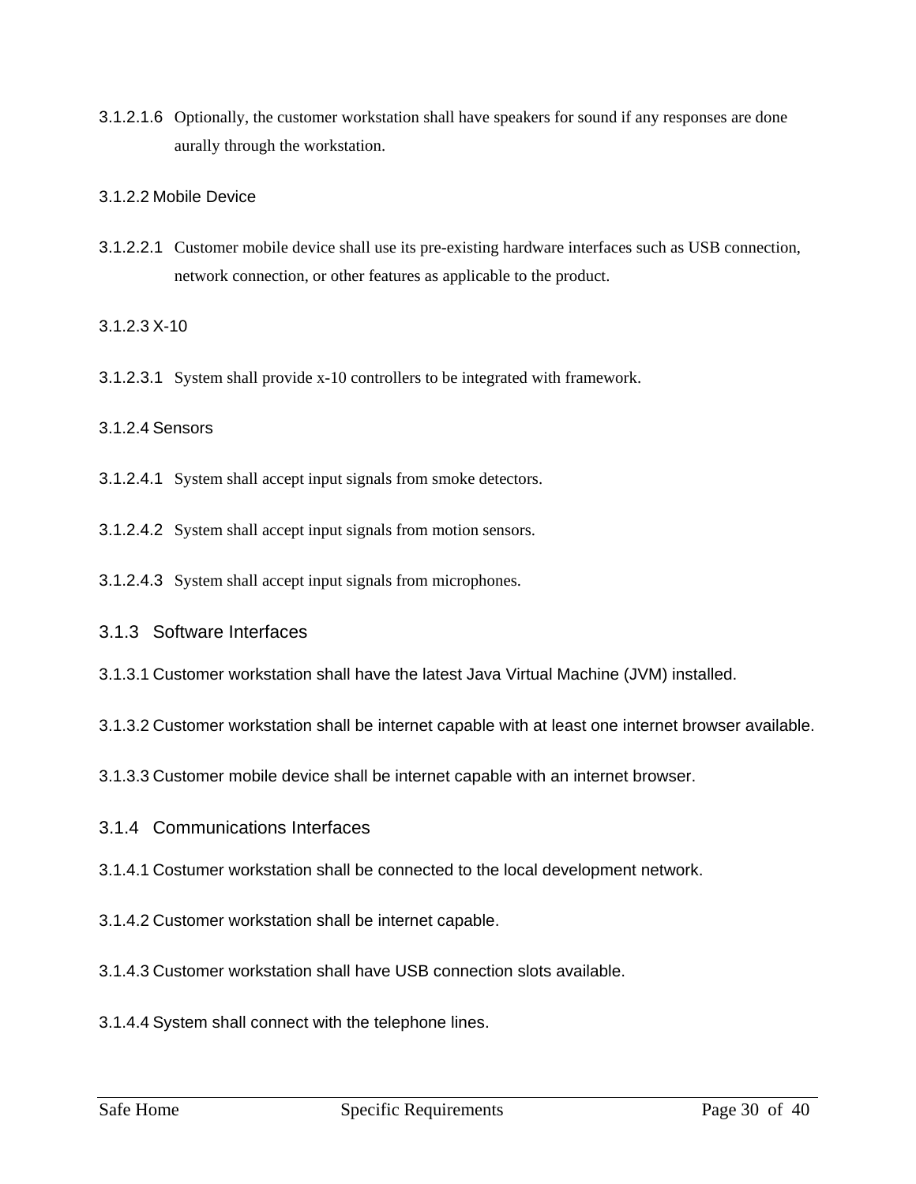3.1.2.1.6 Optionally, the customer workstation shall have speakers for sound if any responses are done aurally through the workstation.

#### 3.1.2.2 Mobile Device

3.1.2.2.1 Customer mobile device shall use its pre-existing hardware interfaces such as USB connection, network connection, or other features as applicable to the product.

#### 3.1.2.3 X-10

3.1.2.3.1 System shall provide x-10 controllers to be integrated with framework.

#### 3.1.2.4 Sensors

3.1.2.4.1 System shall accept input signals from smoke detectors.

3.1.2.4.2 System shall accept input signals from motion sensors.

3.1.2.4.3 System shall accept input signals from microphones.

### 3.1.3 Software Interfaces

3.1.3.1 Customer workstation shall have the latest Java Virtual Machine (JVM) installed.

3.1.3.2 Customer workstation shall be internet capable with at least one internet browser available.

3.1.3.3 Customer mobile device shall be internet capable with an internet browser.

### 3.1.4 Communications Interfaces

3.1.4.1 Costumer workstation shall be connected to the local development network.

3.1.4.2 Customer workstation shall be internet capable.

3.1.4.3 Customer workstation shall have USB connection slots available.

3.1.4.4 System shall connect with the telephone lines.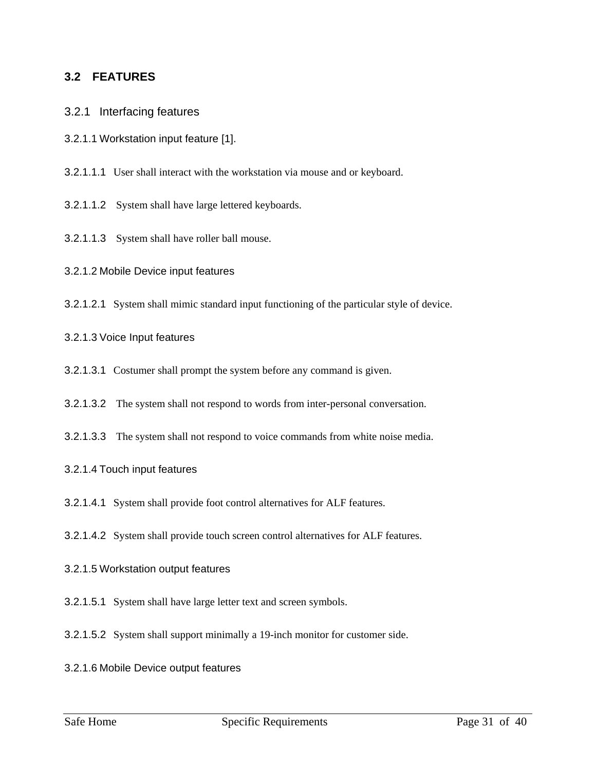## 3.2 FEATURES

### 3.2.1 Interfacing features

#### 3.2.1.1 Workstation input feature [1].

3.2.1.1.1 User shall interact with the workstation via mouse and or keyboard.

3.2.1.1.2 System shall have large lettered keyboards.

3.2.1.1.3 System shall have roller ball mouse.

#### 3.2.1.2 Mobile Device input features

3.2.1.2.1 System shall mimic standard input functioning of the particular style of device.

#### 3.2.1.3 Voice Input features

3.2.1.3.1 Costumer shall prompt the system before any command is given.

3.2.1.3.2 The system shall not respond to words from inter-personal conversation.

3.2.1.3.3 The system shall not respond to voice commands from white noise media.

#### 3.2.1.4 Touch input features

3.2.1.4.1 System shall provide foot control alternatives for ALF features.

3.2.1.4.2 System shall provide touch screen control alternatives for ALF features.

#### 3.2.1.5 Workstation output features

3.2.1.5.1 System shall have large letter text and screen symbols.

3.2.1.5.2 System shall support minimally a 19-inch monitor for customer side.

#### 3.2.1.6 Mobile Device output features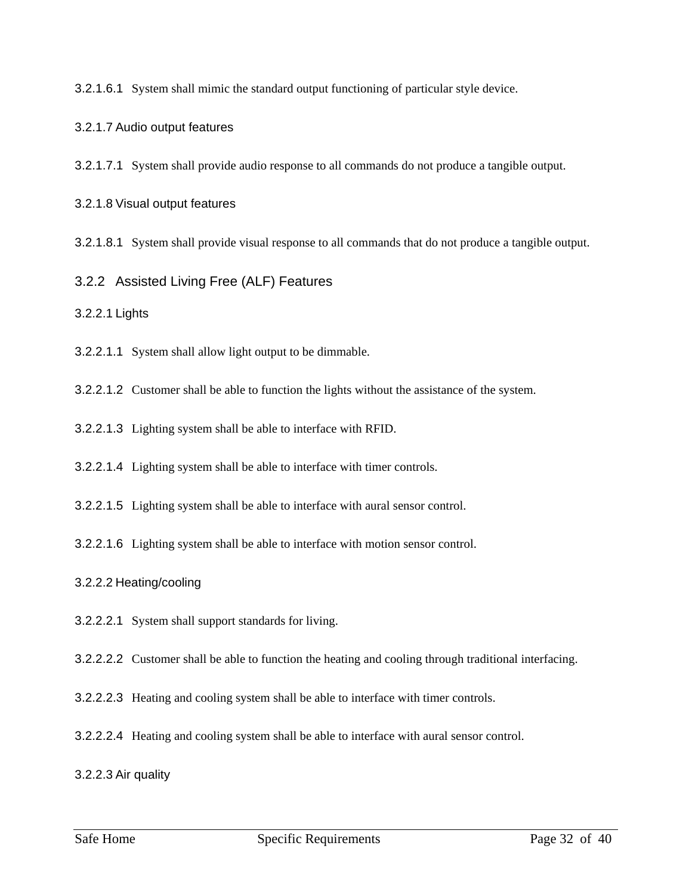3.2.1.6.1 System shall mimic the standard output functioning of particular style device.

#### 3.2.1.7 Audio output features

3.2.1.7.1 System shall provide audio response to all commands do not produce a tangible output.

#### 3.2.1.8 Visual output features

3.2.1.8.1 System shall provide visual response to all commands that do not produce a tangible output.

### 3.2.2 Assisted Living Free (ALF) Features

#### 3.2.2.1 Lights

3.2.2.1.1 System shall allow light output to be dimmable.

3.2.2.1.2 Customer shall be able to function the lights without the assistance of the system.

3.2.2.1.3 Lighting system shall be able to interface with RFID.

3.2.2.1.4 Lighting system shall be able to interface with timer controls.

3.2.2.1.5 Lighting system shall be able to interface with aural sensor control.

3.2.2.1.6 Lighting system shall be able to interface with motion sensor control.

#### 3.2.2.2 Heating/cooling

3.2.2.2.1 System shall support standards for living.

3.2.2.2.2 Customer shall be able to function the heating and cooling through traditional interfacing.

3.2.2.2.3 Heating and cooling system shall be able to interface with timer controls.

3.2.2.2.4 Heating and cooling system shall be able to interface with aural sensor control.

#### 3.2.2.3 Air quality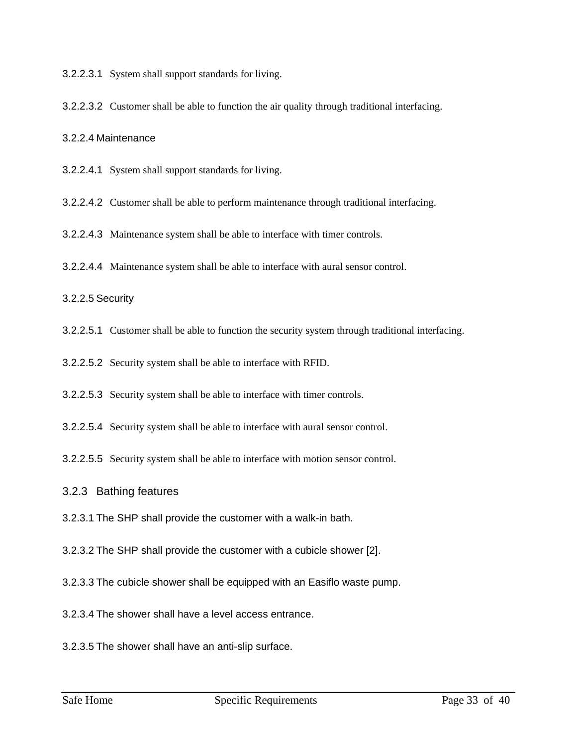3.2.2.3.1 System shall support standards for living.

3.2.2.3.2 Customer shall be able to function the air quality through traditional interfacing.

#### 3.2.2.4 Maintenance

3.2.2.4.1 System shall support standards for living.

3.2.2.4.2 Customer shall be able to perform maintenance through traditional interfacing.

3.2.2.4.3 Maintenance system shall be able to interface with timer controls.

3.2.2.4.4 Maintenance system shall be able to interface with aural sensor control.

#### 3.2.2.5 Security

3.2.2.5.1 Customer shall be able to function the security system through traditional interfacing.

3.2.2.5.2 Security system shall be able to interface with RFID.

3.2.2.5.3 Security system shall be able to interface with timer controls.

3.2.2.5.4 Security system shall be able to interface with aural sensor control.

3.2.2.5.5 Security system shall be able to interface with motion sensor control.

### 3.2.3 Bathing features

3.2.3.1 The SHP shall provide the customer with a walk-in bath.

3.2.3.2 The SHP shall provide the customer with a cubicle shower [2].

3.2.3.3 The cubicle shower shall be equipped with an Easiflo waste pump.

3.2.3.4 The shower shall have a level access entrance.

3.2.3.5 The shower shall have an anti-slip surface.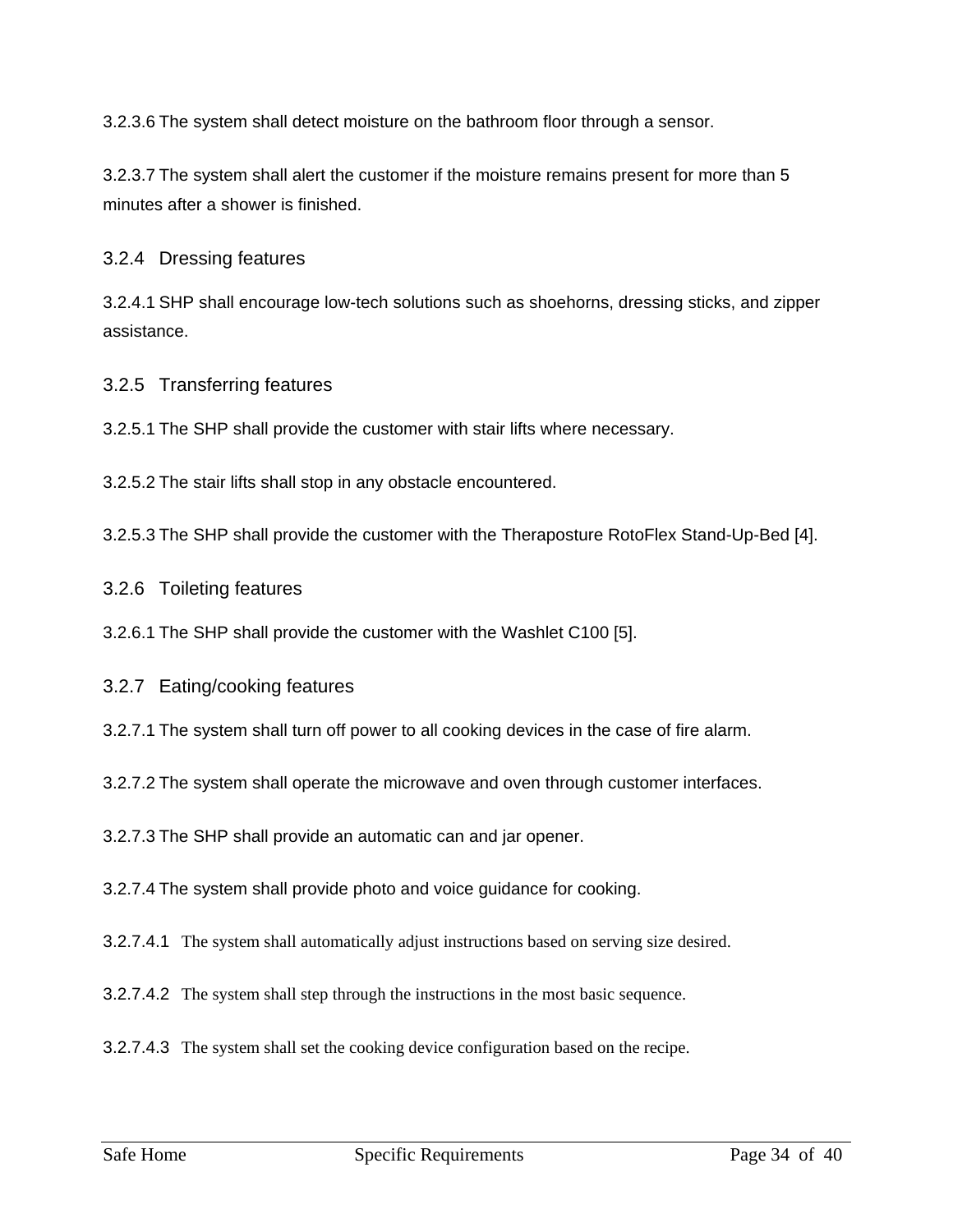3.2.3.6 The system shall detect moisture on the bathroom floor through a sensor.

3.2.3.7 The system shall alert the customer if the moisture remains present for more than 5 minutes after a shower is finished.

### 3.2.4 Dressing features

3.2.4.1 SHP shall encourage low-tech solutions such as shoehorns, dressing sticks, and zipper assistance.

### 3.2.5 Transferring features

3.2.5.1 The SHP shall provide the customer with stair lifts where necessary.

3.2.5.2 The stair lifts shall stop in any obstacle encountered.

3.2.5.3 The SHP shall provide the customer with the Theraposture RotoFlex Stand-Up-Bed [4].

### 3.2.6 Toileting features

3.2.6.1 The SHP shall provide the customer with the Washlet C100 [5].

### 3.2.7 Eating/cooking features

3.2.7.1 The system shall turn off power to all cooking devices in the case of fire alarm.

3.2.7.2 The system shall operate the microwave and oven through customer interfaces.

3.2.7.3 The SHP shall provide an automatic can and jar opener.

3.2.7.4 The system shall provide photo and voice guidance for cooking.

3.2.7.4.1 The system shall automatically adjust instructions based on serving size desired.

3.2.7.4.2 The system shall step through the instructions in the most basic sequence.

3.2.7.4.3 The system shall set the cooking device configuration based on the recipe.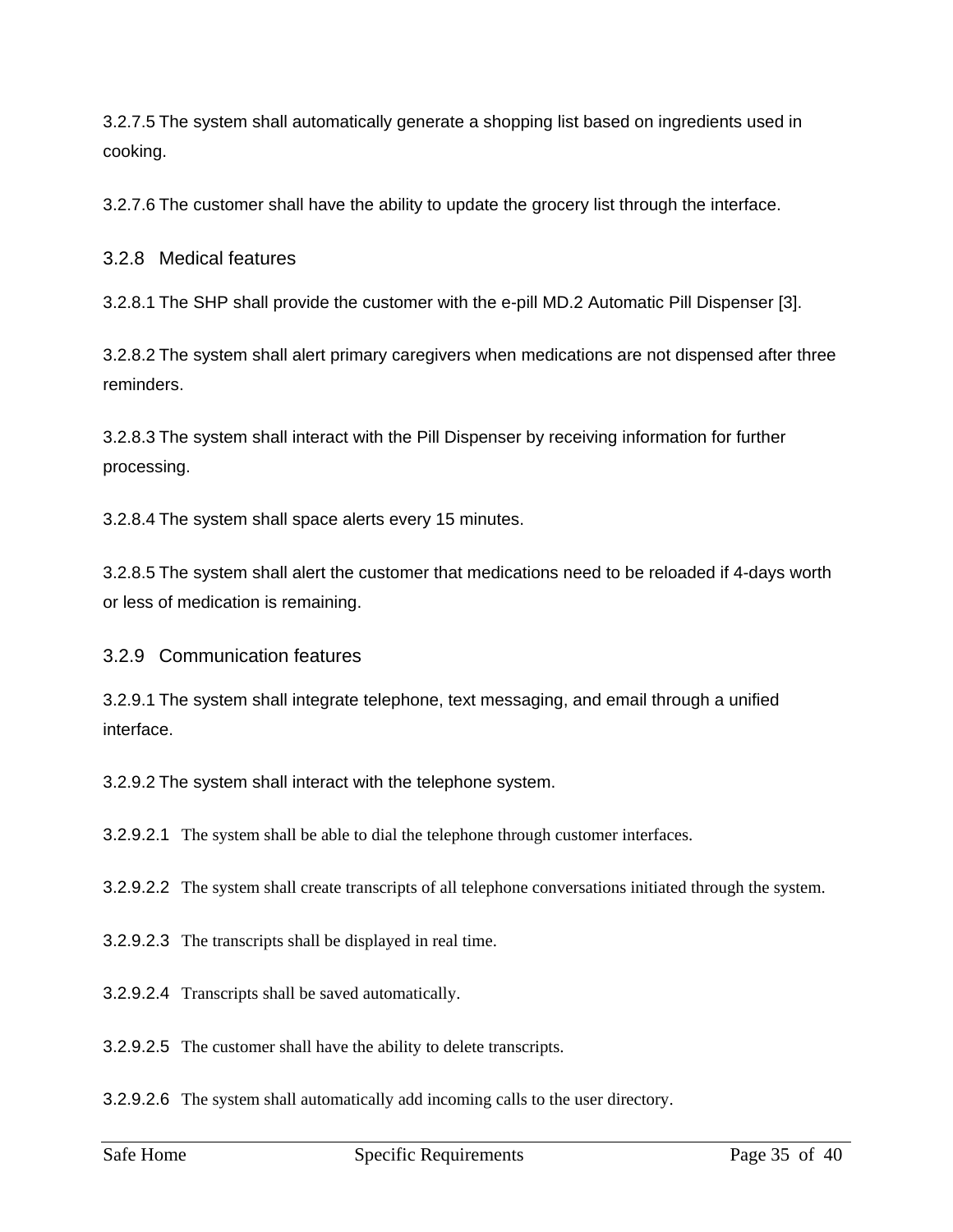3.2.7.5 The system shall automatically generate a shopping list based on ingredients used in cooking.

3.2.7.6 The customer shall have the ability to update the grocery list through the interface.

### 3.2.8 Medical features

3.2.8.1 The SHP shall provide the customer with the e-pill MD.2 Automatic Pill Dispenser [3].

3.2.8.2 The system shall alert primary caregivers when medications are not dispensed after three reminders.

3.2.8.3 The system shall interact with the Pill Dispenser by receiving information for further processing.

3.2.8.4 The system shall space alerts every 15 minutes.

3.2.8.5 The system shall alert the customer that medications need to be reloaded if 4-days worth or less of medication is remaining.

### 3.2.9 Communication features

3.2.9.1 The system shall integrate telephone, text messaging, and email through a unified interface.

3.2.9.2 The system shall interact with the telephone system.

3.2.9.2.1 The system shall be able to dial the telephone through customer interfaces.

3.2.9.2.2 The system shall create transcripts of all telephone conversations initiated through the system.

3.2.9.2.3 The transcripts shall be displayed in real time.

3.2.9.2.4 Transcripts shall be saved automatically.

3.2.9.2.5 The customer shall have the ability to delete transcripts.

3.2.9.2.6 The system shall automatically add incoming calls to the user directory.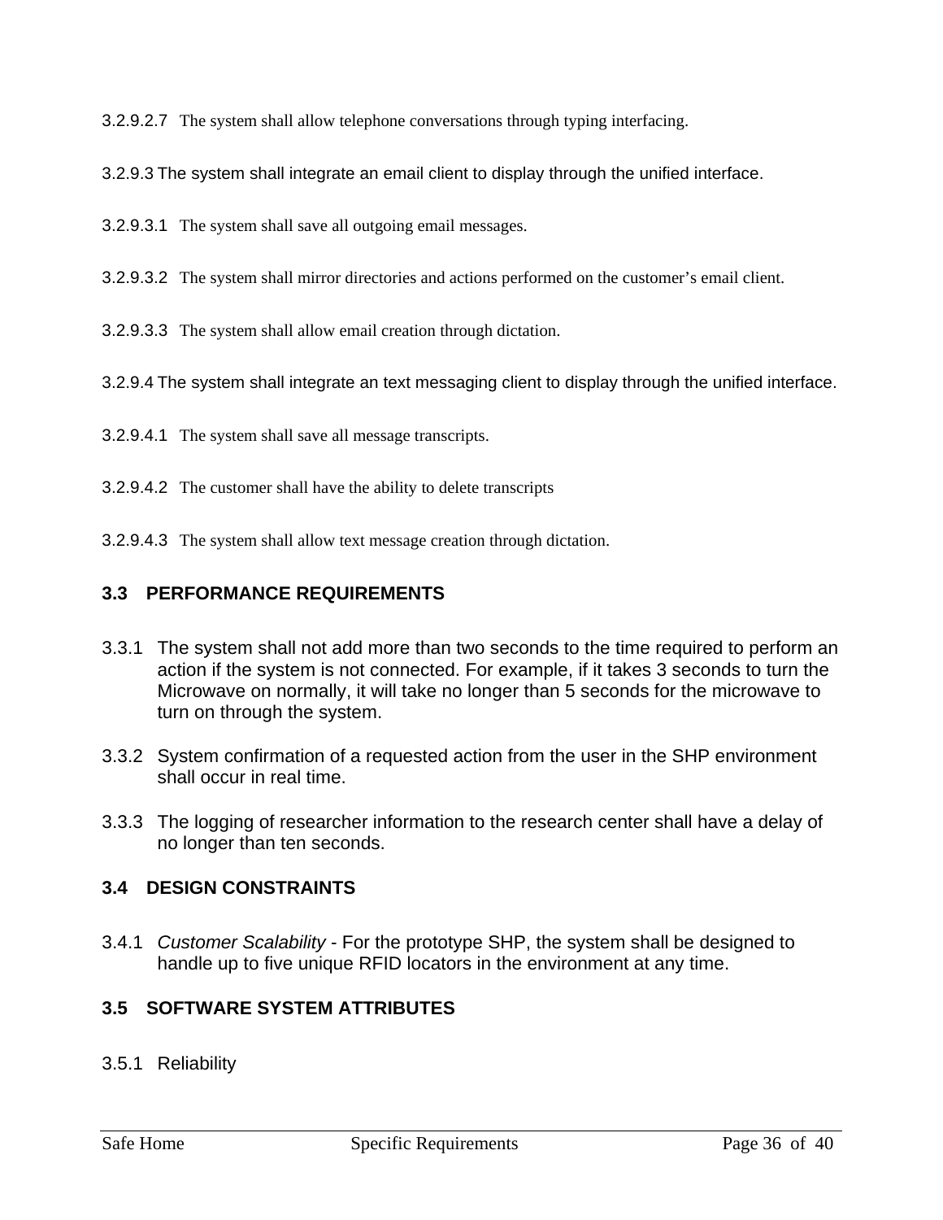3.2.9.2.7 The system shall allow telephone conversations through typing interfacing.

3.2.9.3 The system shall integrate an email client to display through the unified interface.

3.2.9.3.1 The system shall save all outgoing email messages.

3.2.9.3.2 The system shall mirror directories and actions performed on the customer's email client.

3.2.9.3.3 The system shall allow email creation through dictation.

3.2.9.4 The system shall integrate an text messaging client to display through the unified interface.

3.2.9.4.1 The system shall save all message transcripts.

3.2.9.4.2 The customer shall have the ability to delete transcripts

3.2.9.4.3 The system shall allow text message creation through dictation.

## 3.3 PERFORMANCE REQUIREMENTS

3.3.1 The system shall not add more than two seconds to the time required to perform an action if the system is not connected. For example, if it takes 3 seconds to turn the Microwave on normally, it will take no longer than 5 seconds for the microwave to turn on through the system.

3.3.2 System confirmation of a requested action from the user in the SHP environment shall occur in real time.

3.3.3 The logging of researcher information to the research center shall have a delay of no longer than ten seconds.

## 3.4 DESIGN CONSTRAINTS

3.4.1 *Customer Scalability* - For the prototype SHP, the system shall be designed to handle up to five unique RFID locators in the environment at any time.

## 3.5 SOFTWARE SYSTEM ATTRIBUTES

### 3.5.1 Reliability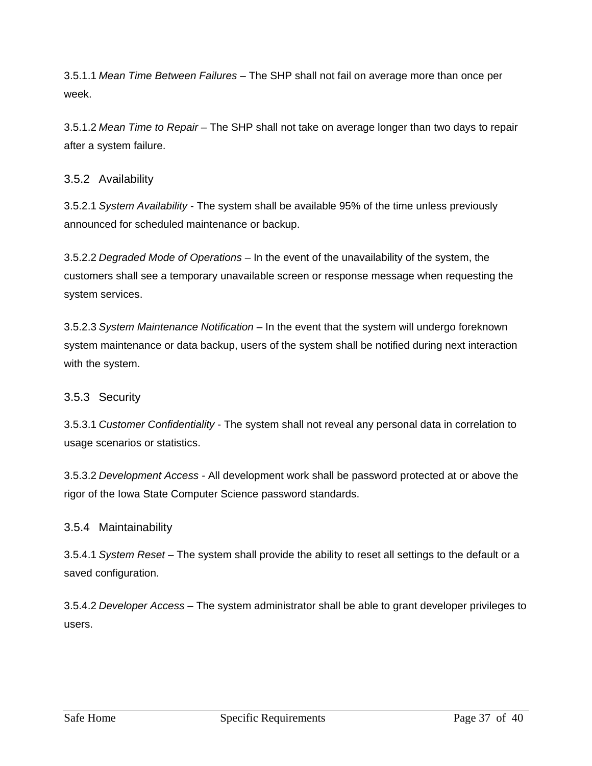3.5.1.1 *Mean Time Between Failures* – The SHP shall not fail on average more than once per week.

3.5.1.2 *Mean Time to Repair* – The SHP shall not take on average longer than two days to repair after a system failure.

### 3.5.2 Availability

3.5.2.1 *System Availability* - The system shall be available 95% of the time unless previously announced for scheduled maintenance or backup.

3.5.2.2 *Degraded Mode of Operations* – In the event of the unavailability of the system, the customers shall see a temporary unavailable screen or response message when requesting the system services.

3.5.2.3 *System Maintenance Notification* – In the event that the system will undergo foreknown system maintenance or data backup, users of the system shall be notified during next interaction with the system.

### 3.5.3 Security

3.5.3.1 *Customer Confidentiality* - The system shall not reveal any personal data in correlation to usage scenarios or statistics.

3.5.3.2 *Development Access* - All development work shall be password protected at or above the rigor of the Iowa State Computer Science password standards.

### 3.5.4 Maintainability

3.5.4.1 *System Reset* – The system shall provide the ability to reset all settings to the default or a saved configuration.

3.5.4.2 *Developer Access* – The system administrator shall be able to grant developer privileges to users.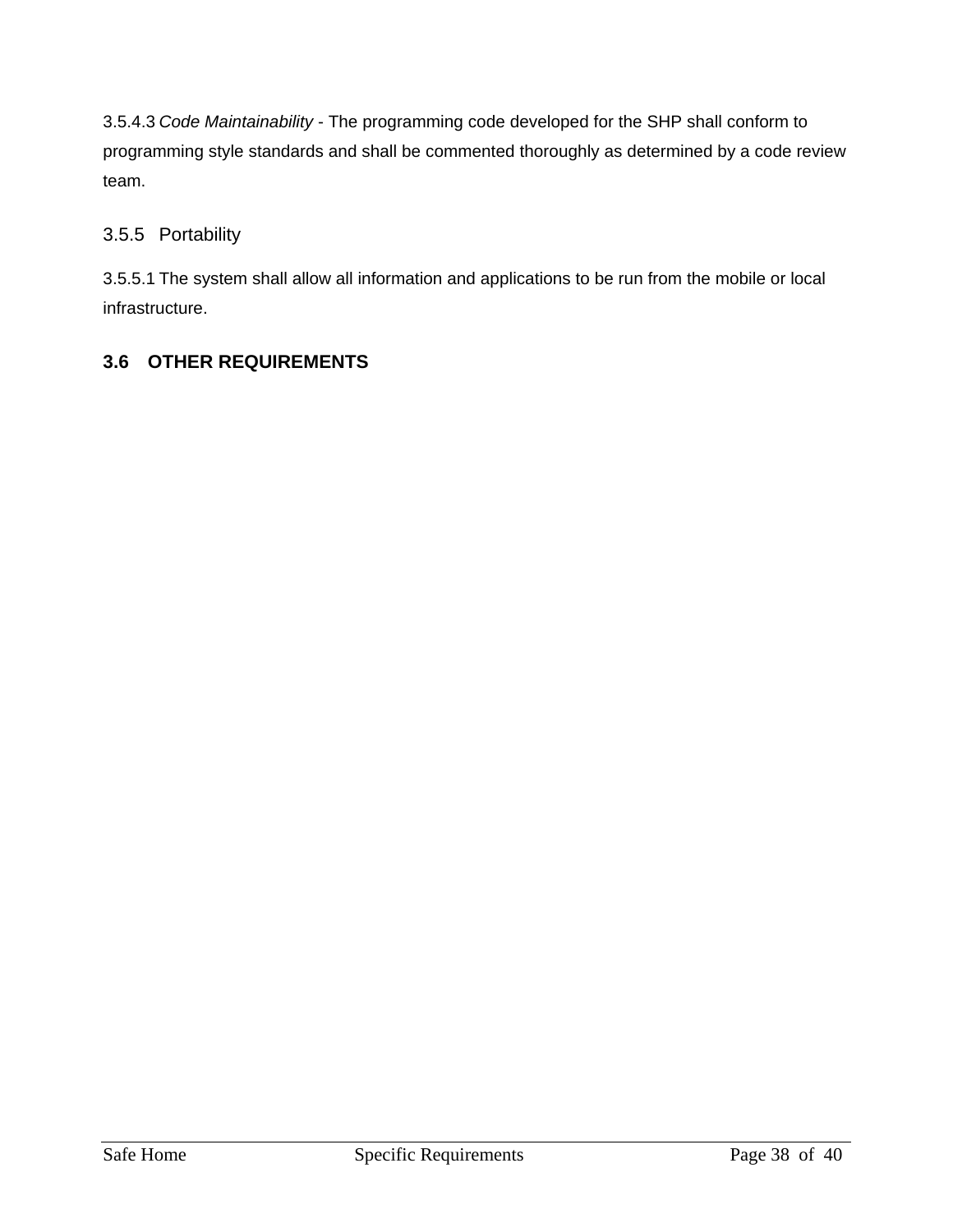3.5.4.3 *Code Maintainability* - The programming code developed for the SHP shall conform to programming style standards and shall be commented thoroughly as determined by a code review team.

### 3.5.5 Portability

3.5.5.1 The system shall allow all information and applications to be run from the mobile or local infrastructure.

## 3.6 OTHER REQUIREMENTS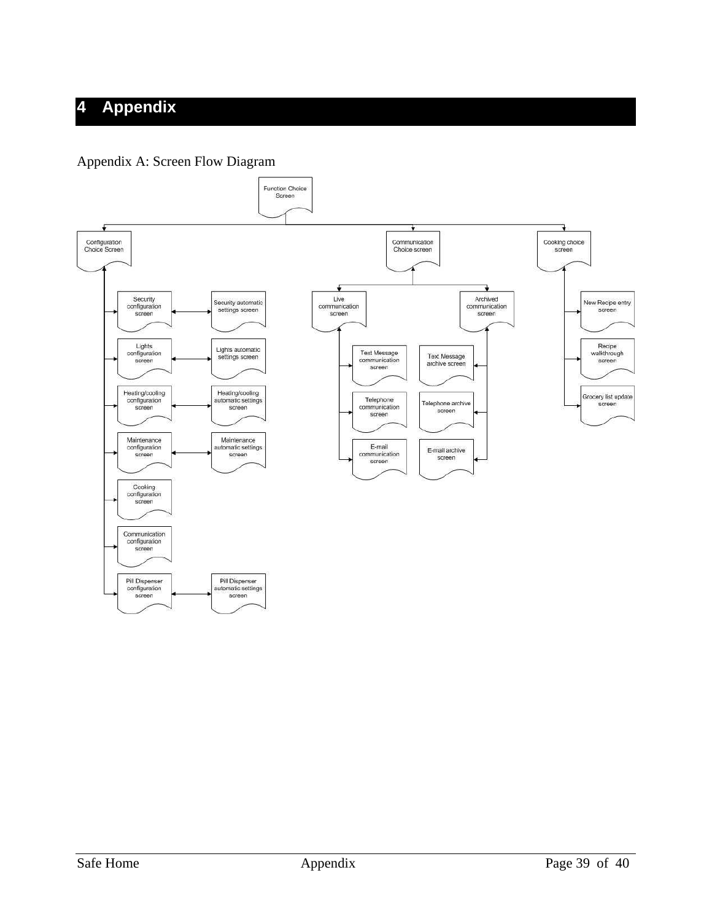# 4 Appendix

Appendix A: Screen Flow Diagram

- Function Choice Screen
  - Configuration Choice Screen
    - Security configuration screen ↔ Security automatic settings screen
    - Lights configuration screen ↔ Lights automatic settings screen
    - Heating/cooling configuration screen ↔ Heating/cooling automatic settings screen
    - Maintenance configuration screen ↔ Maintenance automatic settings screen
    - Cooking configuration screen
    - Communication configuration screen
    - Pill Dispenser configuration screen ↔ Pill Dispenser automatic settings screen
  - Communication Choice screen
    - Live communication screen
      - Text Message communication screen
      - Telephone communication screen
      - E-mail communication screen
    - Archived communication screen
      - Text Message archive screen
      - Telephone archive screen
      - E-mail archive screen
  - Cooking choice screen
    - New Recipe entry screen
    - Recipe walkthrough screen
    - Grocery list update screen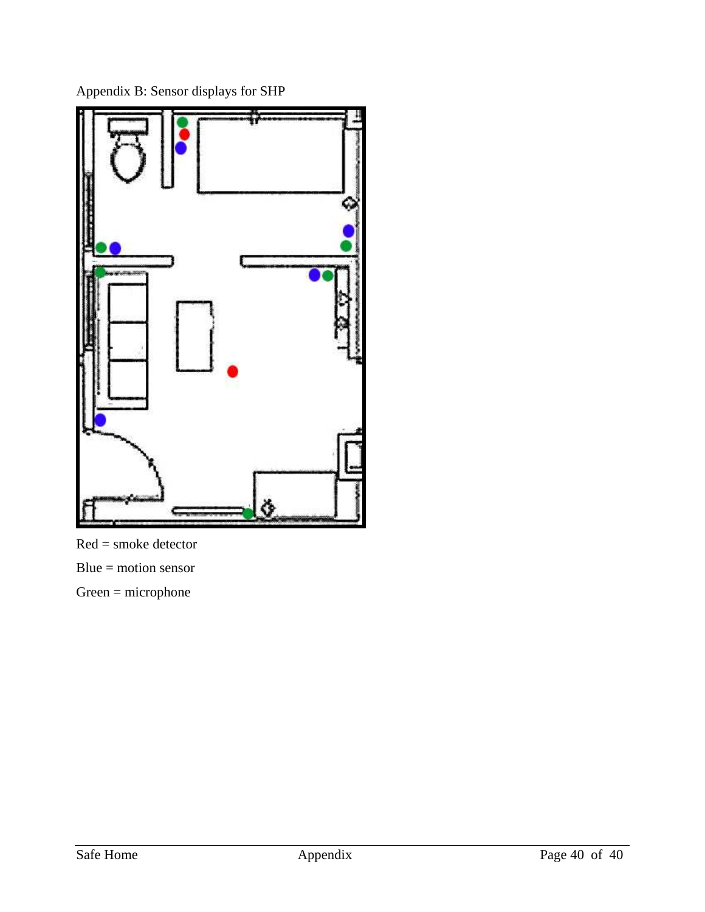Appendix B: Sensor displays for SHP

Red = smoke detector

Blue = motion sensor

Green = microphone